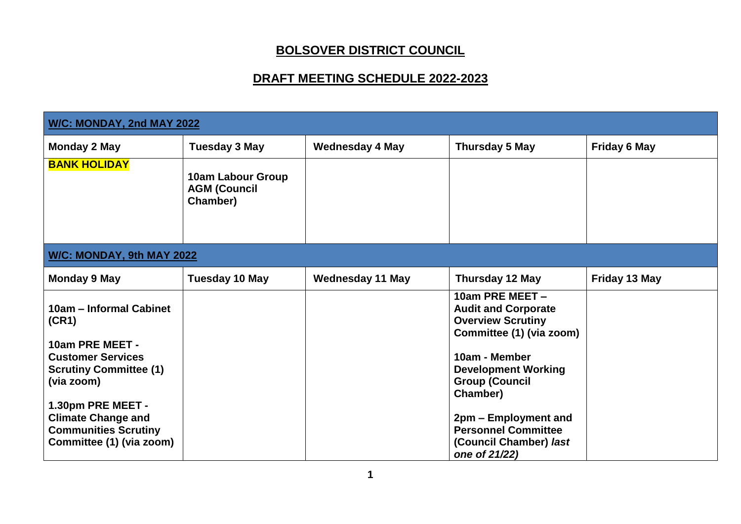# BOLSOVER DISTRICT COUNCIL

## DRAFT MEETING SCHEDULE 2022-2023

| **W/C: MONDAY, 2nd MAY 2022** | | | | |
|---|---|---|---|---|
| **Monday 2 May** | **Tuesday 3 May** | **Wednesday 4 May** | **Thursday 5 May** | **Friday 6 May** |
| **BANK HOLIDAY** | **10am Labour Group AGM (Council Chamber)** | | | |

| **W/C: MONDAY, 9th MAY 2022** | | | | |
|---|---|---|---|---|
| **Monday 9 May** | **Tuesday 10 May** | **Wednesday 11 May** | **Thursday 12 May** | **Friday 13 May** |
| **10am – Informal Cabinet (CR1)**<br><br>**10am PRE MEET - Customer Services Scrutiny Committee (1) (via zoom)**<br><br>**1.30pm PRE MEET - Climate Change and Communities Scrutiny Committee (1) (via zoom)** | | | **10am PRE MEET – Audit and Corporate Overview Scrutiny Committee (1) (via zoom)**<br><br>**10am - Member Development Working Group (Council Chamber)**<br><br>**2pm – Employment and Personnel Committee (Council Chamber)** ***last one of 21/22)*** | |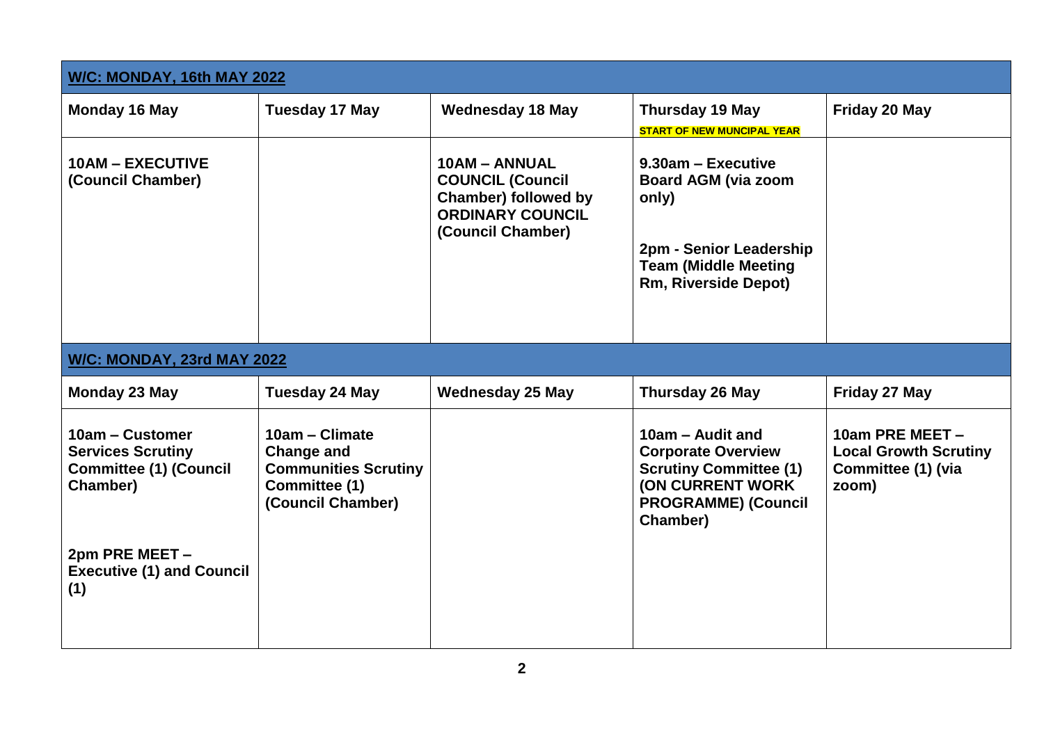| **W/C: MONDAY, 16th MAY 2022** | | | | |
|---|---|---|---|---|
| **Monday 16 May** | **Tuesday 17 May** | **Wednesday 18 May** | **Thursday 19 May** **START OF NEW MUNCIPAL YEAR** | **Friday 20 May** |
| **10AM – EXECUTIVE (Council Chamber)** | | **10AM – ANNUAL COUNCIL (Council Chamber) followed by ORDINARY COUNCIL (Council Chamber)** | **9.30am – Executive Board AGM (via zoom only)**<br><br>**2pm - Senior Leadership Team (Middle Meeting Rm, Riverside Depot)** | |

| **W/C: MONDAY, 23rd MAY 2022** | | | | |
|---|---|---|---|---|
| **Monday 23 May** | **Tuesday 24 May** | **Wednesday 25 May** | **Thursday 26 May** | **Friday 27 May** |
| **10am – Customer Services Scrutiny Committee (1) (Council Chamber)**<br><br>**2pm PRE MEET – Executive (1) and Council (1)** | **10am – Climate Change and Communities Scrutiny Committee (1) (Council Chamber)** | | **10am – Audit and Corporate Overview Scrutiny Committee (1) (ON CURRENT WORK PROGRAMME) (Council Chamber)** | **10am PRE MEET – Local Growth Scrutiny Committee (1) (via zoom)** |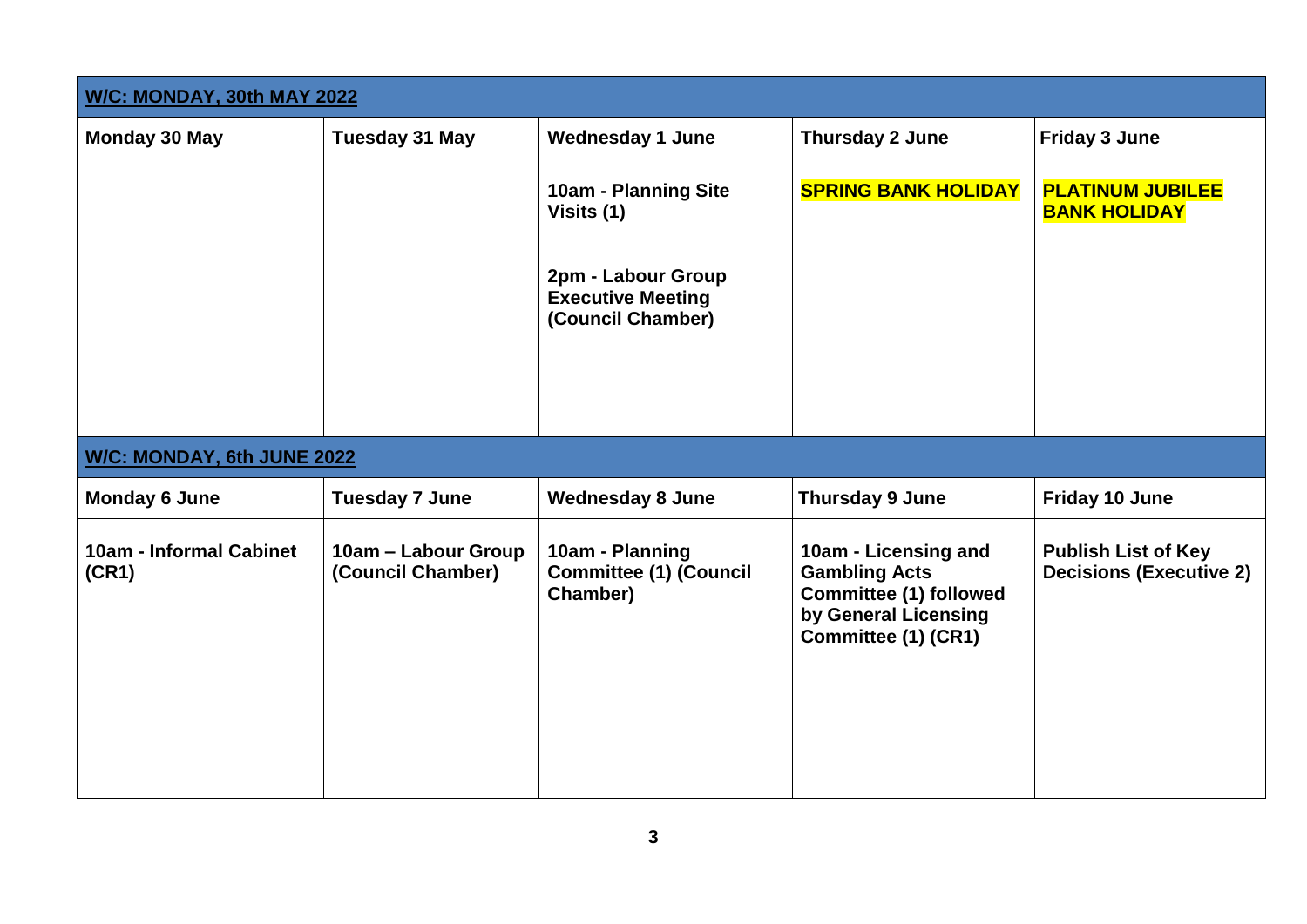| **W/C: MONDAY, 30th MAY 2022** | | | | |
|---|---|---|---|---|
| **Monday 30 May** | **Tuesday 31 May** | **Wednesday 1 June** | **Thursday 2 June** | **Friday 3 June** |
| | | **10am - Planning Site Visits (1)**<br><br>**2pm - Labour Group Executive Meeting (Council Chamber)** | **SPRING BANK HOLIDAY** | **PLATINUM JUBILEE BANK HOLIDAY** |

| **W/C: MONDAY, 6th JUNE 2022** | | | | |
|---|---|---|---|---|
| **Monday 6 June** | **Tuesday 7 June** | **Wednesday 8 June** | **Thursday 9 June** | **Friday 10 June** |
| **10am - Informal Cabinet (CR1)** | **10am – Labour Group (Council Chamber)** | **10am - Planning Committee (1) (Council Chamber)** | **10am - Licensing and Gambling Acts Committee (1) followed by General Licensing Committee (1) (CR1)** | **Publish List of Key Decisions (Executive 2)** |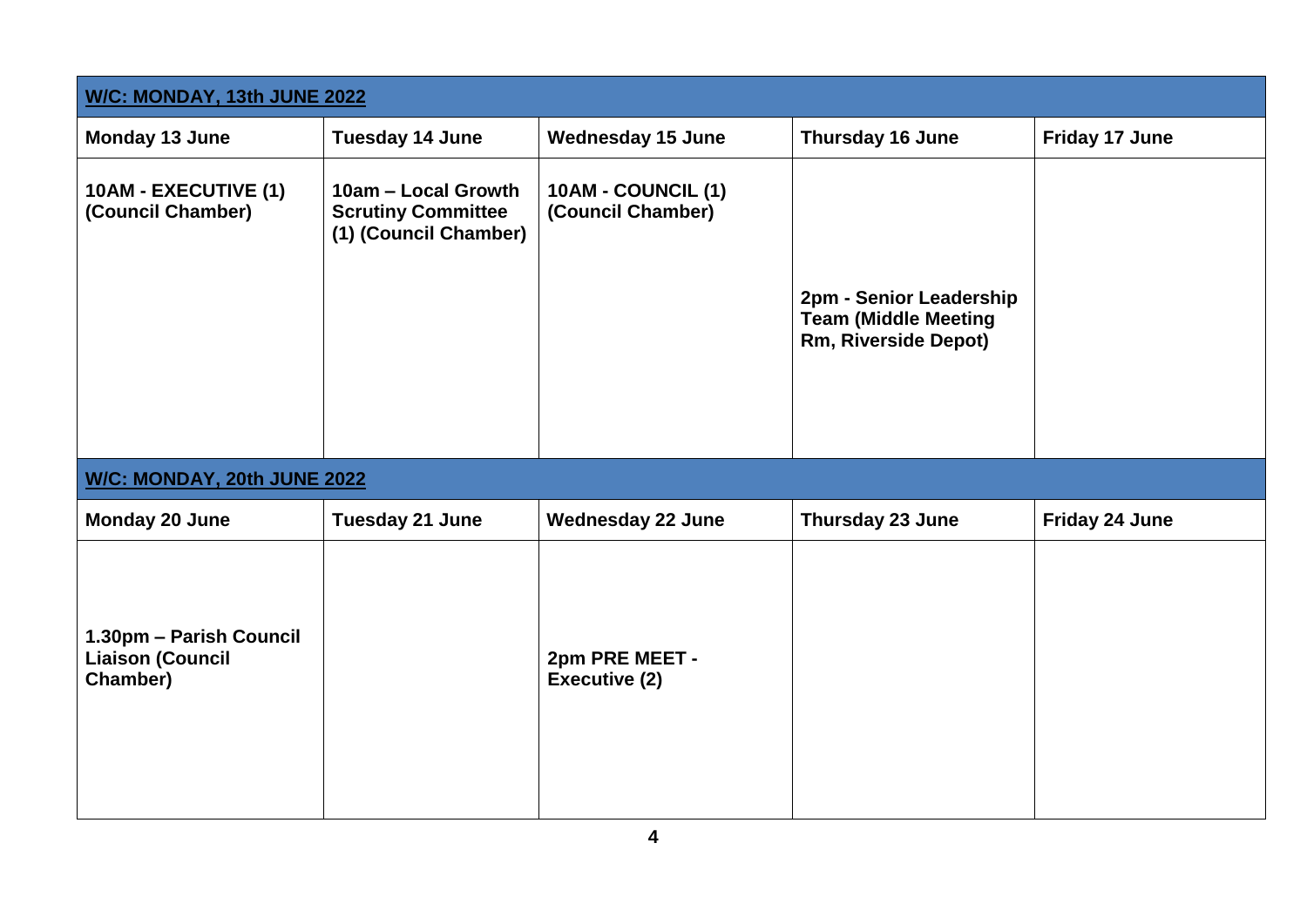| W/C: MONDAY, 13th JUNE 2022 | | | | |
|---|---|---|---|---|
| **Monday 13 June** | **Tuesday 14 June** | **Wednesday 15 June** | **Thursday 16 June** | **Friday 17 June** |
| **10AM - EXECUTIVE (1) (Council Chamber)** | **10am – Local Growth Scrutiny Committee (1) (Council Chamber)** | **10AM - COUNCIL (1) (Council Chamber)** | **2pm - Senior Leadership Team (Middle Meeting Rm, Riverside Depot)** | |

| W/C: MONDAY, 20th JUNE 2022 | | | | |
|---|---|---|---|---|
| **Monday 20 June** | **Tuesday 21 June** | **Wednesday 22 June** | **Thursday 23 June** | **Friday 24 June** |
| **1.30pm – Parish Council Liaison (Council Chamber)** | | **2pm PRE MEET - Executive (2)** | | |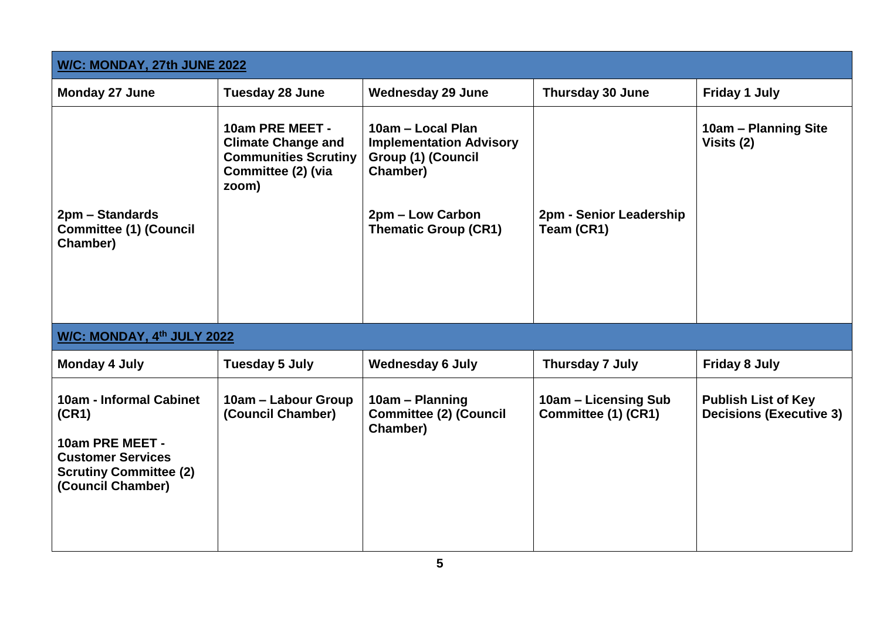| **W/C: MONDAY, 27th JUNE 2022** | | | | |
|---|---|---|---|---|
| **Monday 27 June** | **Tuesday 28 June** | **Wednesday 29 June** | **Thursday 30 June** | **Friday 1 July** |
| **2pm – Standards Committee (1) (Council Chamber)** | **10am PRE MEET - Climate Change and Communities Scrutiny Committee (2) (via zoom)** | **10am – Local Plan Implementation Advisory Group (1) (Council Chamber)**<br><br>**2pm – Low Carbon Thematic Group (CR1)** | **2pm - Senior Leadership Team (CR1)** | **10am – Planning Site Visits (2)** |

| **W/C: MONDAY, 4th JULY 2022** | | | | |
|---|---|---|---|---|
| **Monday 4 July** | **Tuesday 5 July** | **Wednesday 6 July** | **Thursday 7 July** | **Friday 8 July** |
| **10am - Informal Cabinet (CR1)**<br><br>**10am PRE MEET - Customer Services Scrutiny Committee (2) (Council Chamber)** | **10am – Labour Group (Council Chamber)** | **10am – Planning Committee (2) (Council Chamber)** | **10am – Licensing Sub Committee (1) (CR1)** | **Publish List of Key Decisions (Executive 3)** |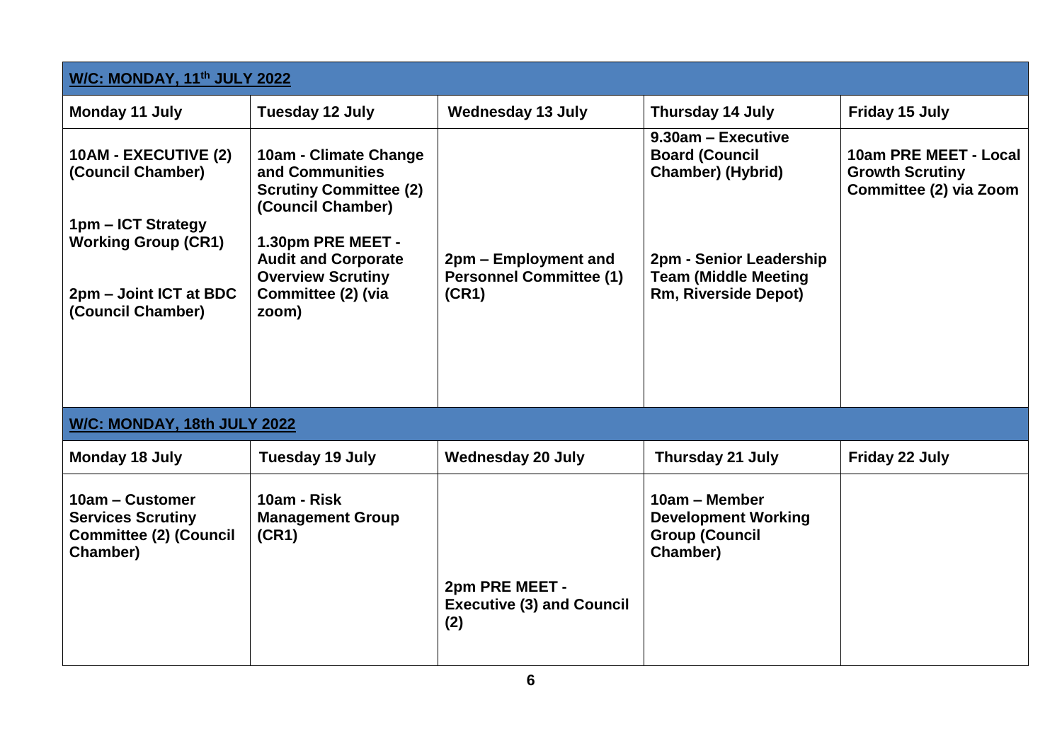| W/C: MONDAY, 11th JULY 2022 | | | | |
|---|---|---|---|---|
| **Monday 11 July** | **Tuesday 12 July** | **Wednesday 13 July** | **Thursday 14 July** | **Friday 15 July** |
| **10AM - EXECUTIVE (2) (Council Chamber)**<br><br>**1pm – ICT Strategy Working Group (CR1)**<br><br>**2pm – Joint ICT at BDC (Council Chamber)** | **10am - Climate Change and Communities Scrutiny Committee (2) (Council Chamber)**<br><br>**1.30pm PRE MEET - Audit and Corporate Overview Scrutiny Committee (2) (via zoom)** | **2pm – Employment and Personnel Committee (1) (CR1)** | **9.30am – Executive Board (Council Chamber) (Hybrid)**<br><br>**2pm - Senior Leadership Team (Middle Meeting Rm, Riverside Depot)** | **10am PRE MEET - Local Growth Scrutiny Committee (2) via Zoom** |

| W/C: MONDAY, 18th JULY 2022 | | | | |
|---|---|---|---|---|
| **Monday 18 July** | **Tuesday 19 July** | **Wednesday 20 July** | **Thursday 21 July** | **Friday 22 July** |
| **10am – Customer Services Scrutiny Committee (2) (Council Chamber)** | **10am - Risk Management Group (CR1)** | **2pm PRE MEET - Executive (3) and Council (2)** | **10am – Member Development Working Group (Council Chamber)** | |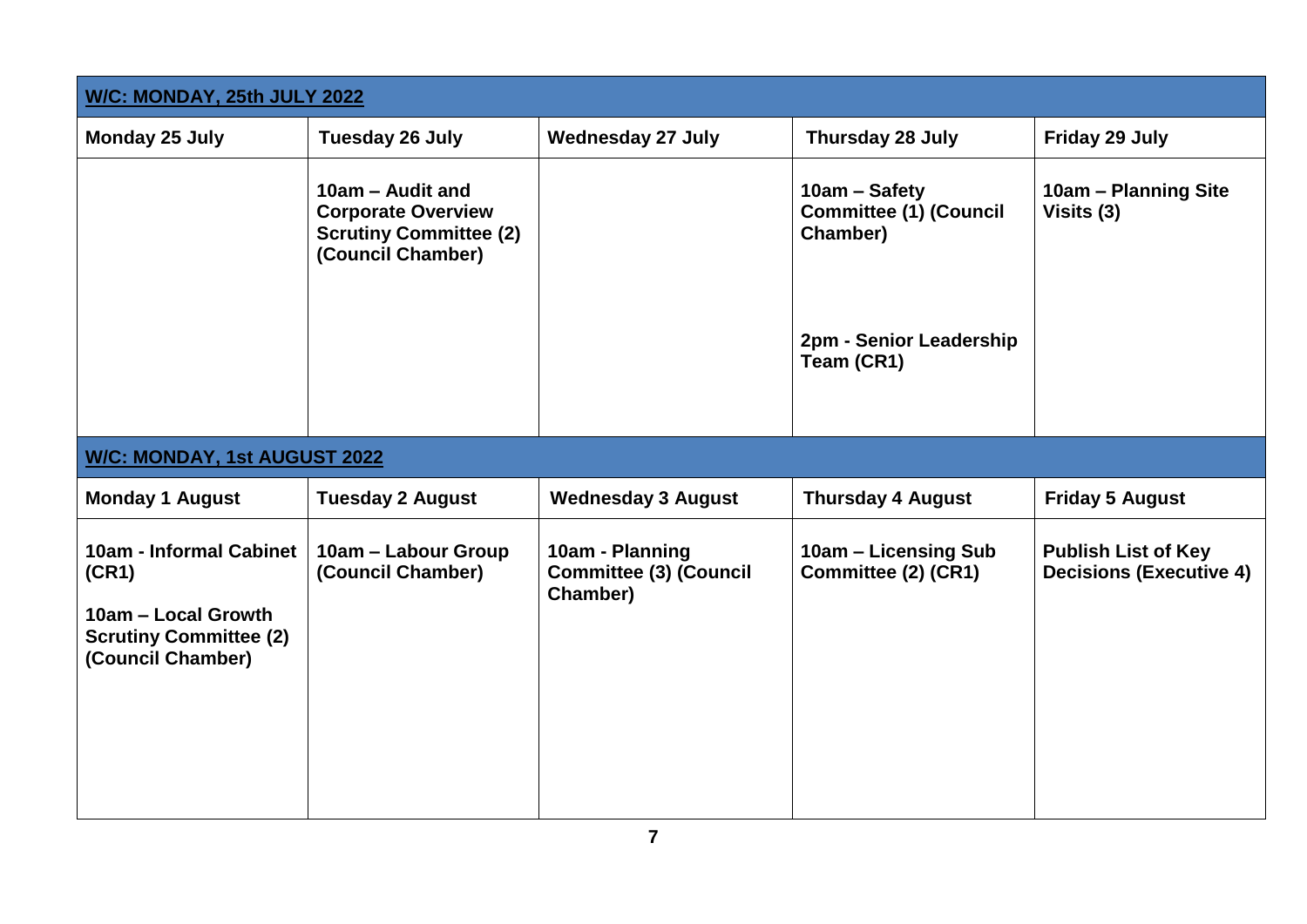| W/C: MONDAY, 25th JULY 2022 | | | | |
|---|---|---|---|---|
| **Monday 25 July** | **Tuesday 26 July** | **Wednesday 27 July** | **Thursday 28 July** | **Friday 29 July** |
| | **10am – Audit and Corporate Overview Scrutiny Committee (2) (Council Chamber)** | | **10am – Safety Committee (1) (Council Chamber)**<br><br>**2pm - Senior Leadership Team (CR1)** | **10am – Planning Site Visits (3)** |

| W/C: MONDAY, 1st AUGUST 2022 | | | | |
|---|---|---|---|---|
| **Monday 1 August** | **Tuesday 2 August** | **Wednesday 3 August** | **Thursday 4 August** | **Friday 5 August** |
| **10am - Informal Cabinet (CR1)**<br><br>**10am – Local Growth Scrutiny Committee (2) (Council Chamber)** | **10am – Labour Group (Council Chamber)** | **10am - Planning Committee (3) (Council Chamber)** | **10am – Licensing Sub Committee (2) (CR1)** | **Publish List of Key Decisions (Executive 4)** |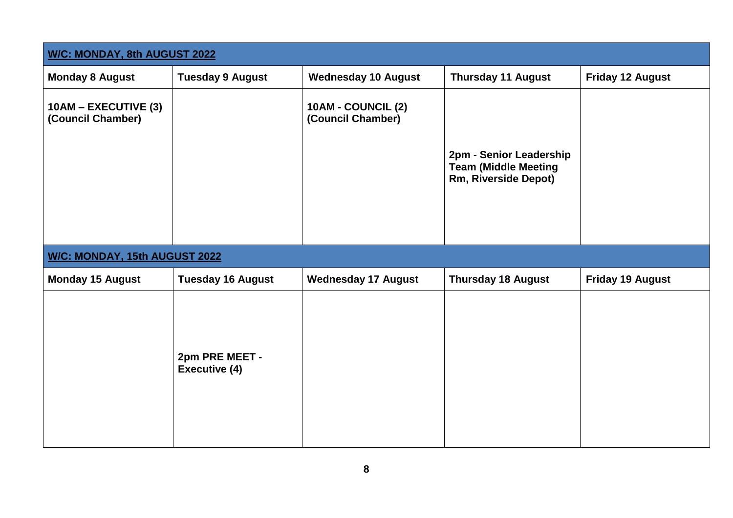| **W/C: MONDAY, 8th AUGUST 2022** | | | | |
|---|---|---|---|---|
| **Monday 8 August** | **Tuesday 9 August** | **Wednesday 10 August** | **Thursday 11 August** | **Friday 12 August** |
| **10AM – EXECUTIVE (3) (Council Chamber)** | | **10AM - COUNCIL (2) (Council Chamber)** | **2pm - Senior Leadership Team (Middle Meeting Rm, Riverside Depot)** | |

| **W/C: MONDAY, 15th AUGUST 2022** | | | | |
|---|---|---|---|---|
| **Monday 15 August** | **Tuesday 16 August** | **Wednesday 17 August** | **Thursday 18 August** | **Friday 19 August** |
| | **2pm PRE MEET - Executive (4)** | | | |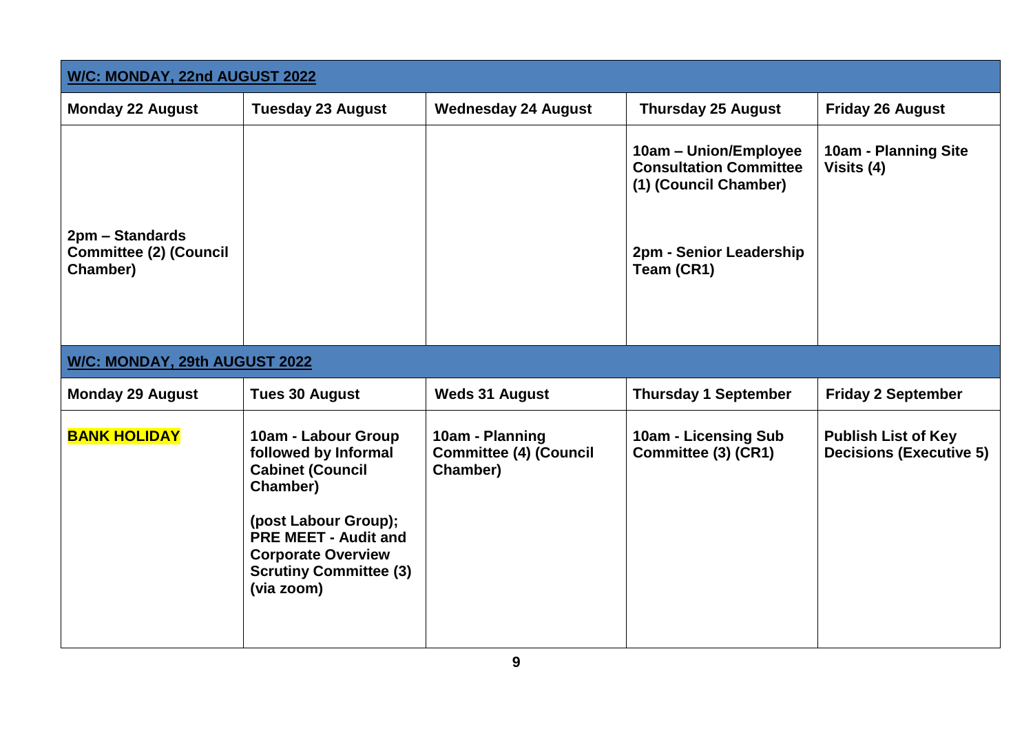| **W/C: MONDAY, 22nd AUGUST 2022** | | | | |
|---|---|---|---|---|
| **Monday 22 August** | **Tuesday 23 August** | **Wednesday 24 August** | **Thursday 25 August** | **Friday 26 August** |
| **2pm – Standards Committee (2) (Council Chamber)** | | | **10am – Union/Employee Consultation Committee (1) (Council Chamber)**<br><br>**2pm - Senior Leadership Team (CR1)** | **10am - Planning Site Visits (4)** |
| **W/C: MONDAY, 29th AUGUST 2022** | | | | |
| **Monday 29 August** | **Tues 30 August** | **Weds 31 August** | **Thursday 1 September** | **Friday 2 September** |
| **BANK HOLIDAY** | **10am - Labour Group followed by Informal Cabinet (Council Chamber)**<br><br>**(post Labour Group); PRE MEET - Audit and Corporate Overview Scrutiny Committee (3) (via zoom)** | **10am - Planning Committee (4) (Council Chamber)** | **10am - Licensing Sub Committee (3) (CR1)** | **Publish List of Key Decisions (Executive 5)** |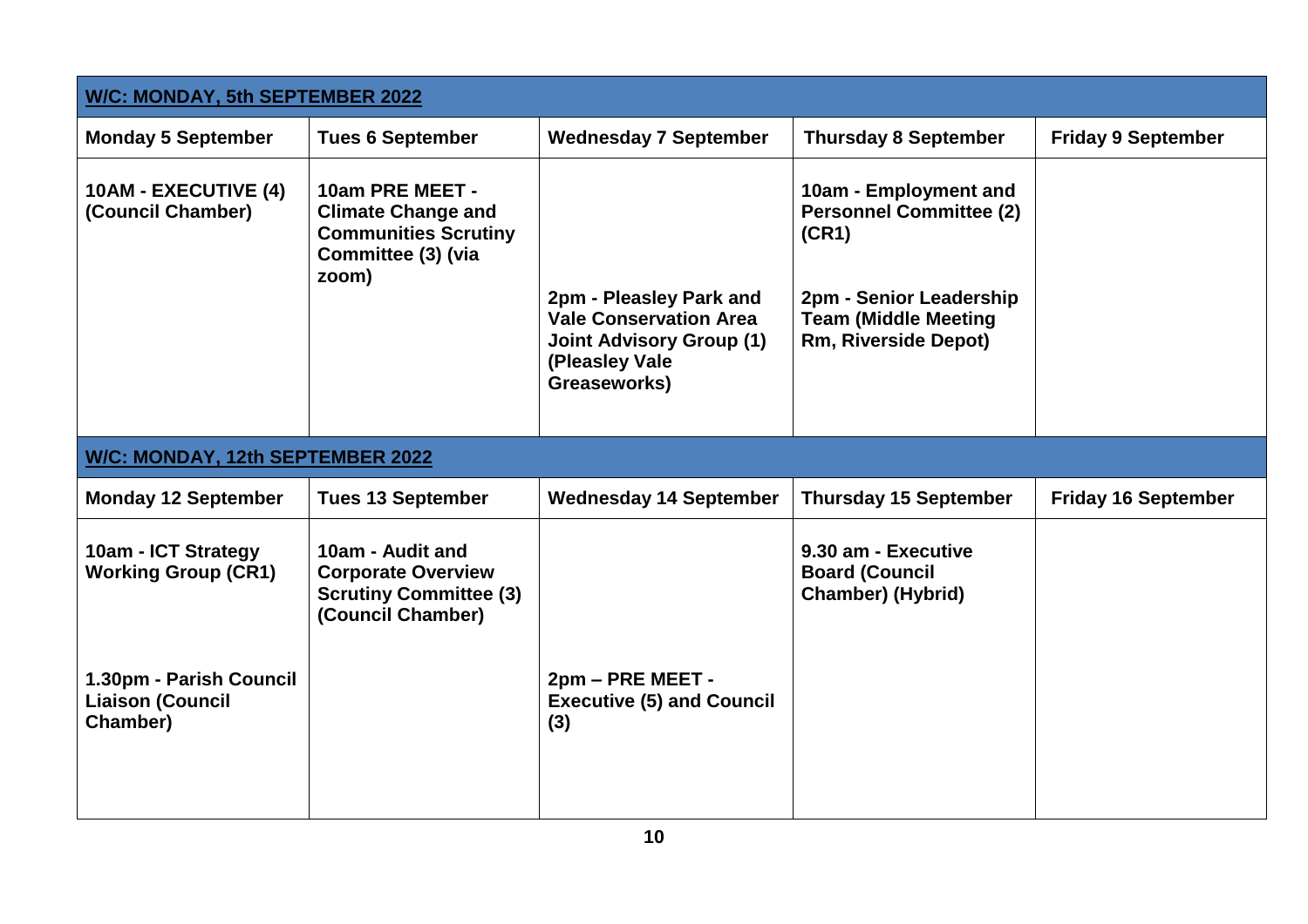| W/C: MONDAY, 5th SEPTEMBER 2022 | | | | |
|---|---|---|---|---|
| **Monday 5 September** | **Tues 6 September** | **Wednesday 7 September** | **Thursday 8 September** | **Friday 9 September** |
| **10AM - EXECUTIVE (4) (Council Chamber)** | **10am PRE MEET - Climate Change and Communities Scrutiny Committee (3) (via zoom)** | **2pm - Pleasley Park and Vale Conservation Area Joint Advisory Group (1) (Pleasley Vale Greaseworks)** | **10am - Employment and Personnel Committee (2) (CR1)**<br><br>**2pm - Senior Leadership Team (Middle Meeting Rm, Riverside Depot)** | |

| W/C: MONDAY, 12th SEPTEMBER 2022 | | | | |
|---|---|---|---|---|
| **Monday 12 September** | **Tues 13 September** | **Wednesday 14 September** | **Thursday 15 September** | **Friday 16 September** |
| **10am - ICT Strategy Working Group (CR1)**<br><br>**1.30pm - Parish Council Liaison (Council Chamber)** | **10am - Audit and Corporate Overview Scrutiny Committee (3) (Council Chamber)** | **2pm – PRE MEET - Executive (5) and Council (3)** | **9.30 am - Executive Board (Council Chamber) (Hybrid)** | |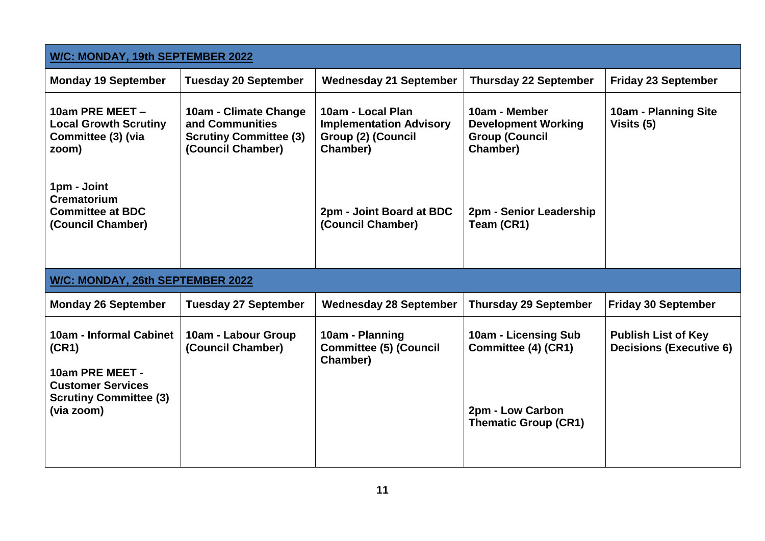| **W/C: MONDAY, 19th SEPTEMBER 2022** | | | | |
|---|---|---|---|---|
| **Monday 19 September** | **Tuesday 20 September** | **Wednesday 21 September** | **Thursday 22 September** | **Friday 23 September** |
| **10am PRE MEET – Local Growth Scrutiny Committee (3) (via zoom)**<br><br>**1pm - Joint Crematorium Committee at BDC (Council Chamber)** | **10am - Climate Change and Communities Scrutiny Committee (3) (Council Chamber)** | **10am - Local Plan Implementation Advisory Group (2) (Council Chamber)**<br><br>**2pm - Joint Board at BDC (Council Chamber)** | **10am - Member Development Working Group (Council Chamber)**<br><br>**2pm - Senior Leadership Team (CR1)** | **10am - Planning Site Visits (5)** |

| **W/C: MONDAY, 26th SEPTEMBER 2022** | | | | |
|---|---|---|---|---|
| **Monday 26 September** | **Tuesday 27 September** | **Wednesday 28 September** | **Thursday 29 September** | **Friday 30 September** |
| **10am - Informal Cabinet (CR1)**<br><br>**10am PRE MEET - Customer Services Scrutiny Committee (3) (via zoom)** | **10am - Labour Group (Council Chamber)** | **10am - Planning Committee (5) (Council Chamber)** | **10am - Licensing Sub Committee (4) (CR1)**<br><br>**2pm - Low Carbon Thematic Group (CR1)** | **Publish List of Key Decisions (Executive 6)** |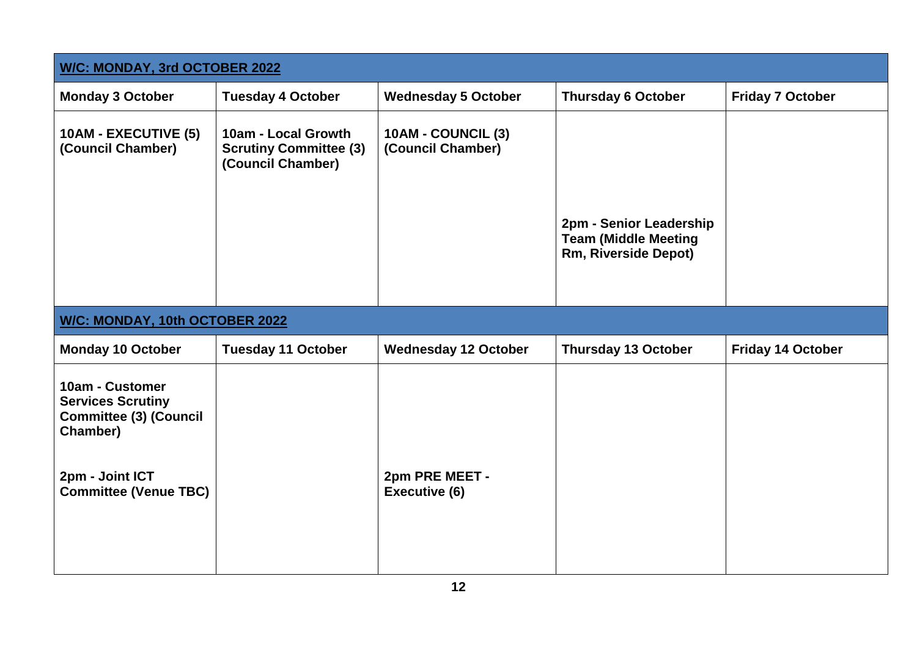| **W/C: MONDAY, 3rd OCTOBER 2022** | | | | |
|---|---|---|---|---|
| **Monday 3 October** | **Tuesday 4 October** | **Wednesday 5 October** | **Thursday 6 October** | **Friday 7 October** |
| **10AM - EXECUTIVE (5) (Council Chamber)** | **10am - Local Growth Scrutiny Committee (3) (Council Chamber)** | **10AM - COUNCIL (3) (Council Chamber)** | **2pm - Senior Leadership Team (Middle Meeting Rm, Riverside Depot)** | |
| **W/C: MONDAY, 10th OCTOBER 2022** | | | | |
| **Monday 10 October** | **Tuesday 11 October** | **Wednesday 12 October** | **Thursday 13 October** | **Friday 14 October** |
| **10am - Customer Services Scrutiny Committee (3) (Council Chamber)**<br><br>**2pm - Joint ICT Committee (Venue TBC)** | | **2pm PRE MEET - Executive (6)** | | |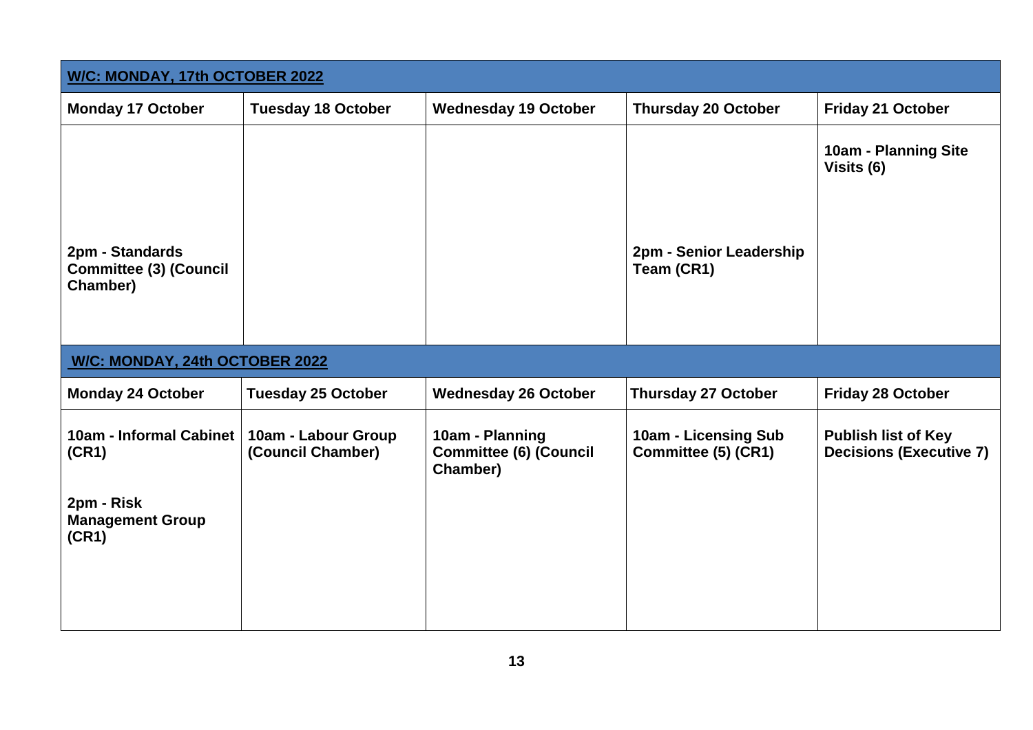| **W/C: MONDAY, 17th OCTOBER 2022** | | | | |
|---|---|---|---|---|
| **Monday 17 October** | **Tuesday 18 October** | **Wednesday 19 October** | **Thursday 20 October** | **Friday 21 October** |
| **2pm - Standards Committee (3) (Council Chamber)** | | | **2pm - Senior Leadership Team (CR1)** | **10am - Planning Site Visits (6)** |
| **W/C: MONDAY, 24th OCTOBER 2022** | | | | |
| **Monday 24 October** | **Tuesday 25 October** | **Wednesday 26 October** | **Thursday 27 October** | **Friday 28 October** |
| **10am - Informal Cabinet (CR1)**<br><br>**2pm - Risk Management Group (CR1)** | **10am - Labour Group (Council Chamber)** | **10am - Planning Committee (6) (Council Chamber)** | **10am - Licensing Sub Committee (5) (CR1)** | **Publish list of Key Decisions (Executive 7)** |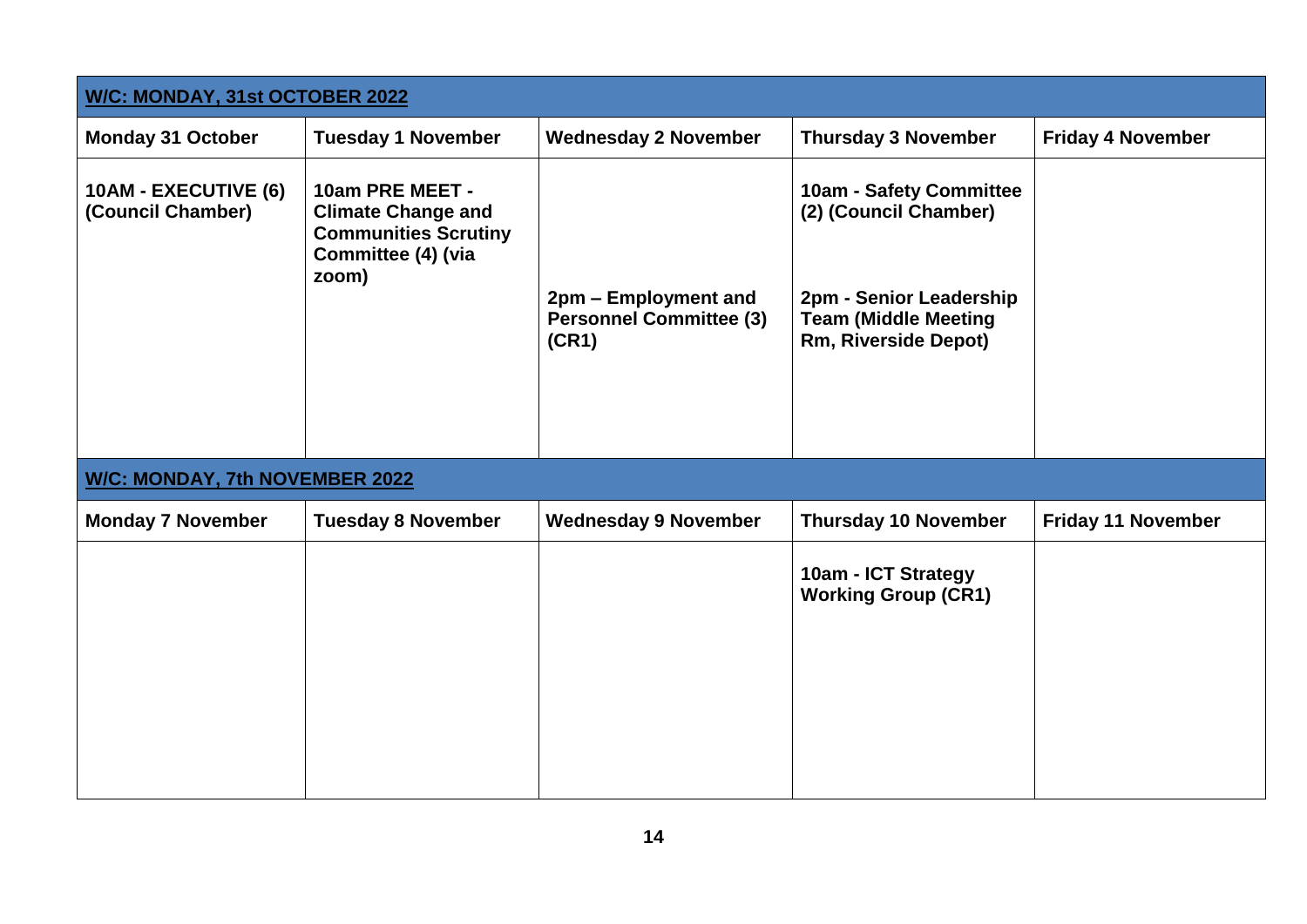| **W/C: MONDAY, 31st OCTOBER 2022** | | | | |
|---|---|---|---|---|
| **Monday 31 October** | **Tuesday 1 November** | **Wednesday 2 November** | **Thursday 3 November** | **Friday 4 November** |
| **10AM - EXECUTIVE (6) (Council Chamber)** | **10am PRE MEET - Climate Change and Communities Scrutiny Committee (4) (via zoom)** | **2pm – Employment and Personnel Committee (3) (CR1)** | **10am - Safety Committee (2) (Council Chamber)**<br><br>**2pm - Senior Leadership Team (Middle Meeting Rm, Riverside Depot)** | |

| **W/C: MONDAY, 7th NOVEMBER 2022** | | | | |
|---|---|---|---|---|
| **Monday 7 November** | **Tuesday 8 November** | **Wednesday 9 November** | **Thursday 10 November** | **Friday 11 November** |
| | | | **10am - ICT Strategy Working Group (CR1)** | |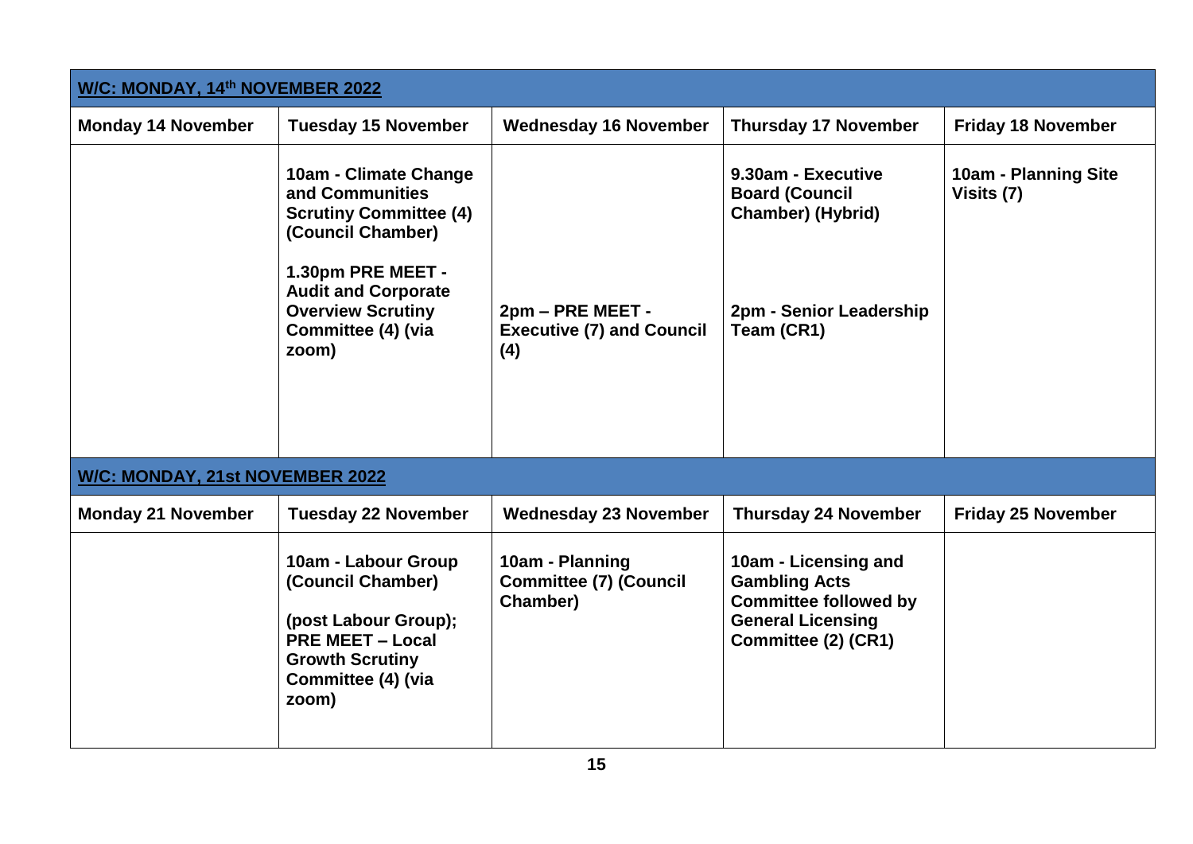| W/C: MONDAY, 14th NOVEMBER 2022 | | | | |
|---|---|---|---|---|
| **Monday 14 November** | **Tuesday 15 November** | **Wednesday 16 November** | **Thursday 17 November** | **Friday 18 November** |
| | **10am - Climate Change and Communities Scrutiny Committee (4) (Council Chamber)**<br><br>**1.30pm PRE MEET - Audit and Corporate Overview Scrutiny Committee (4) (via zoom)** | **2pm – PRE MEET - Executive (7) and Council (4)** | **9.30am - Executive Board (Council Chamber) (Hybrid)**<br><br>**2pm - Senior Leadership Team (CR1)** | **10am - Planning Site Visits (7)** |

| W/C: MONDAY, 21st NOVEMBER 2022 | | | | |
|---|---|---|---|---|
| **Monday 21 November** | **Tuesday 22 November** | **Wednesday 23 November** | **Thursday 24 November** | **Friday 25 November** |
| | **10am - Labour Group (Council Chamber)**<br><br>**(post Labour Group); PRE MEET – Local Growth Scrutiny Committee (4) (via zoom)** | **10am - Planning Committee (7) (Council Chamber)** | **10am - Licensing and Gambling Acts Committee followed by General Licensing Committee (2) (CR1)** | |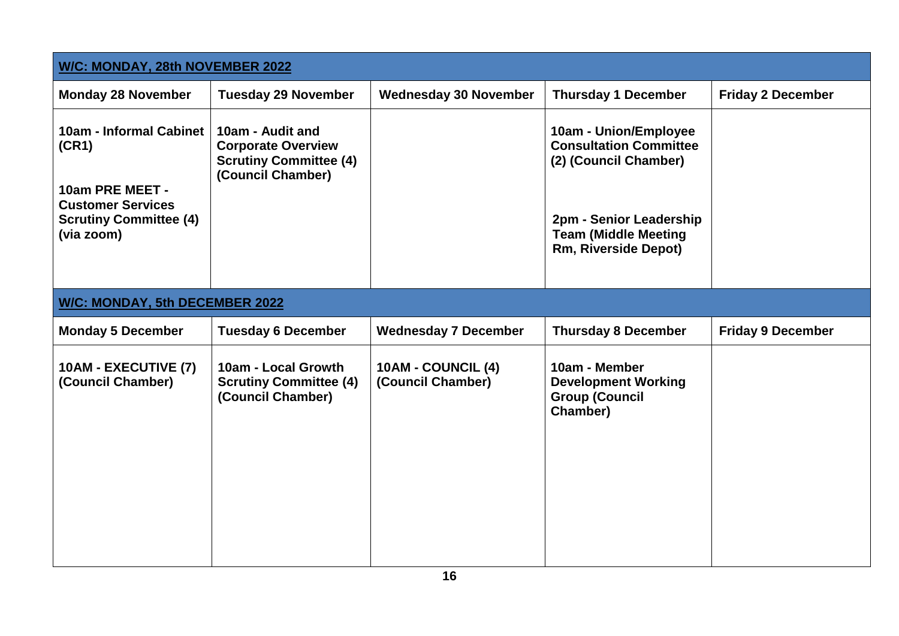| W/C: MONDAY, 28th NOVEMBER 2022 | | | | |
|---|---|---|---|---|
| **Monday 28 November** | **Tuesday 29 November** | **Wednesday 30 November** | **Thursday 1 December** | **Friday 2 December** |
| **10am - Informal Cabinet (CR1)**<br><br>**10am PRE MEET - Customer Services Scrutiny Committee (4) (via zoom)** | **10am - Audit and Corporate Overview Scrutiny Committee (4) (Council Chamber)** | | **10am - Union/Employee Consultation Committee (2) (Council Chamber)**<br><br>**2pm - Senior Leadership Team (Middle Meeting Rm, Riverside Depot)** | |

| W/C: MONDAY, 5th DECEMBER 2022 | | | | |
|---|---|---|---|---|
| **Monday 5 December** | **Tuesday 6 December** | **Wednesday 7 December** | **Thursday 8 December** | **Friday 9 December** |
| **10AM - EXECUTIVE (7) (Council Chamber)** | **10am - Local Growth Scrutiny Committee (4) (Council Chamber)** | **10AM - COUNCIL (4) (Council Chamber)** | **10am - Member Development Working Group (Council Chamber)** | |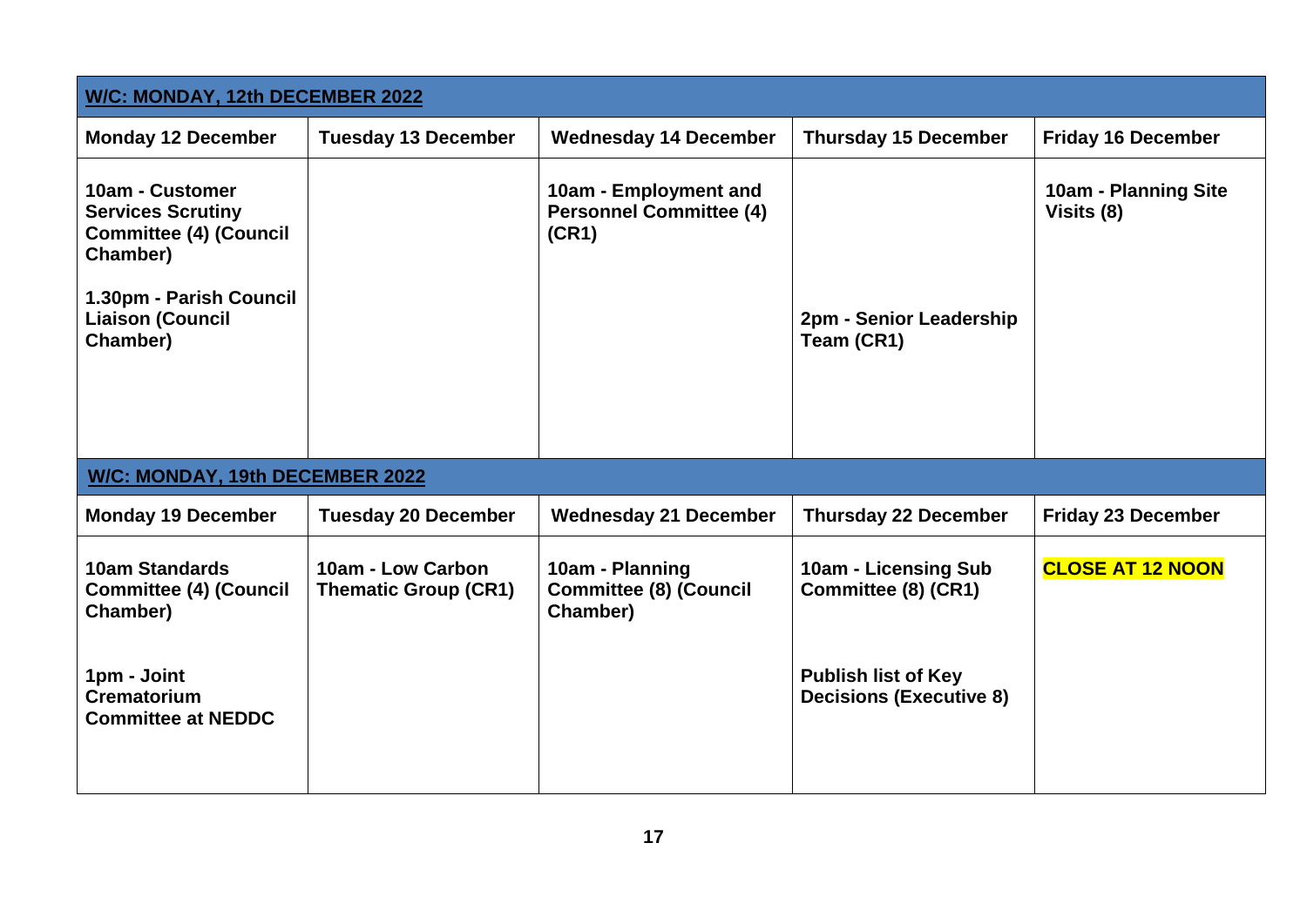| **W/C: MONDAY, 12th DECEMBER 2022** | | | | |
|---|---|---|---|---|
| **Monday 12 December** | **Tuesday 13 December** | **Wednesday 14 December** | **Thursday 15 December** | **Friday 16 December** |
| **10am - Customer Services Scrutiny Committee (4) (Council Chamber)**<br><br>**1.30pm - Parish Council Liaison (Council Chamber)** | | **10am - Employment and Personnel Committee (4) (CR1)** | **2pm - Senior Leadership Team (CR1)** | **10am - Planning Site Visits (8)** |
| **W/C: MONDAY, 19th DECEMBER 2022** | | | | |
| **Monday 19 December** | **Tuesday 20 December** | **Wednesday 21 December** | **Thursday 22 December** | **Friday 23 December** |
| **10am Standards Committee (4) (Council Chamber)**<br><br>**1pm - Joint Crematorium Committee at NEDDC** | **10am - Low Carbon Thematic Group (CR1)** | **10am - Planning Committee (8) (Council Chamber)** | **10am - Licensing Sub Committee (8) (CR1)**<br><br>**Publish list of Key Decisions (Executive 8)** | **CLOSE AT 12 NOON** |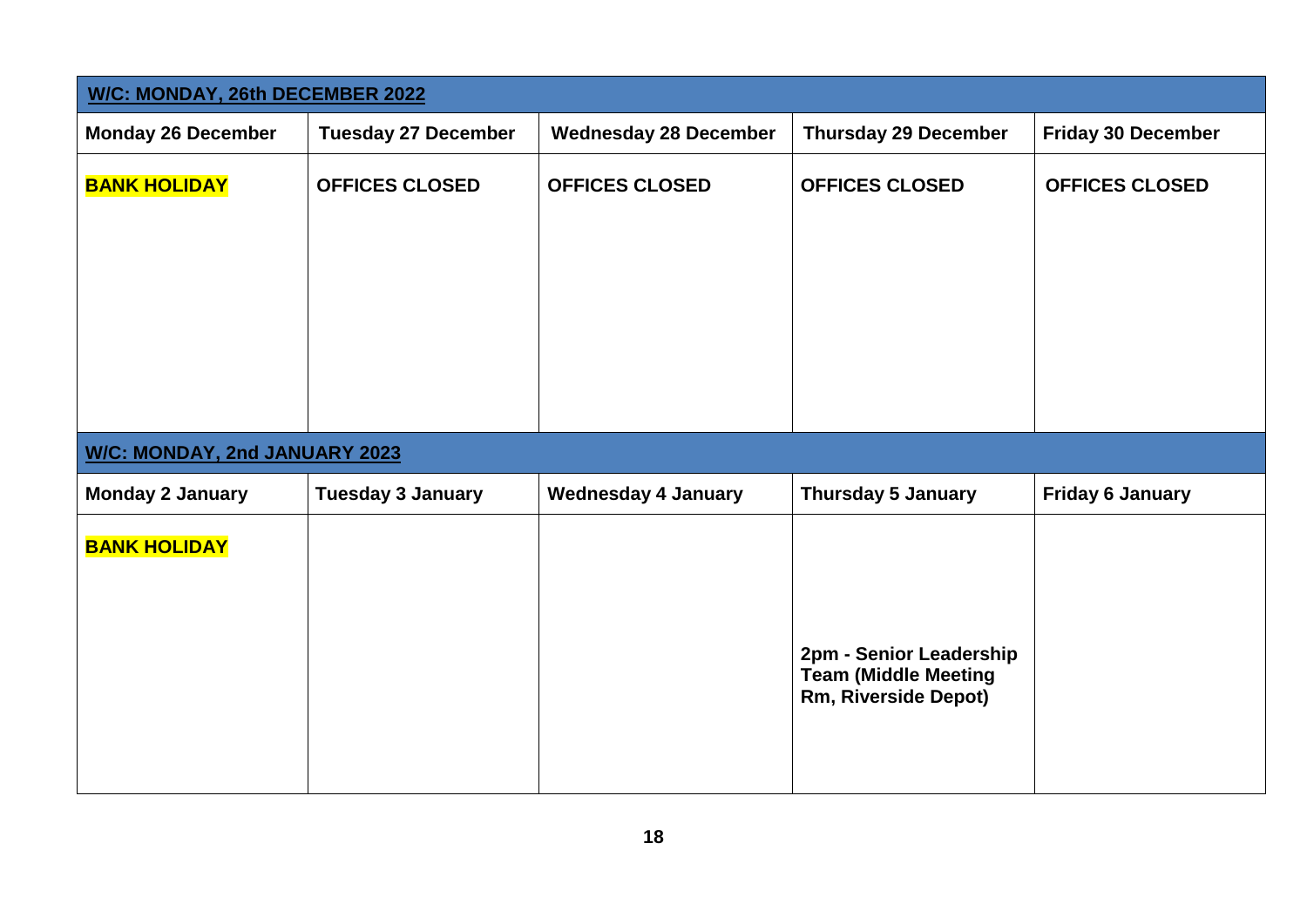| W/C: MONDAY, 26th DECEMBER 2022 | | | | |
|---|---|---|---|---|
| **Monday 26 December** | **Tuesday 27 December** | **Wednesday 28 December** | **Thursday 29 December** | **Friday 30 December** |
| **BANK HOLIDAY** | **OFFICES CLOSED** | **OFFICES CLOSED** | **OFFICES CLOSED** | **OFFICES CLOSED** |

| W/C: MONDAY, 2nd JANUARY 2023 | | | | |
|---|---|---|---|---|
| **Monday 2 January** | **Tuesday 3 January** | **Wednesday 4 January** | **Thursday 5 January** | **Friday 6 January** |
| **BANK HOLIDAY** | | | **2pm - Senior Leadership Team (Middle Meeting Rm, Riverside Depot)** | |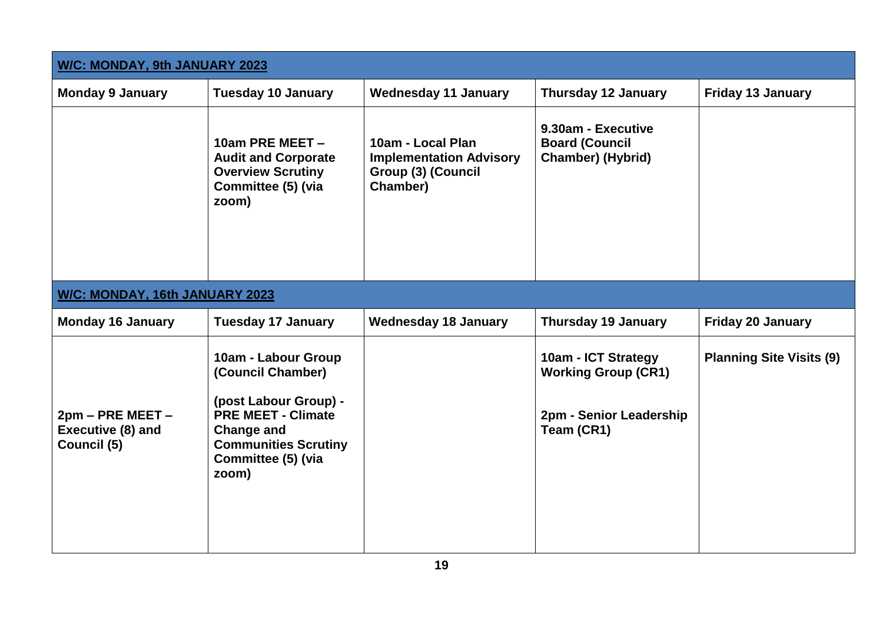| **W/C: MONDAY, 9th JANUARY 2023** | | | | |
|---|---|---|---|---|
| **Monday 9 January** | **Tuesday 10 January** | **Wednesday 11 January** | **Thursday 12 January** | **Friday 13 January** |
| | **10am PRE MEET – Audit and Corporate Overview Scrutiny Committee (5) (via zoom)** | **10am - Local Plan Implementation Advisory Group (3) (Council Chamber)** | **9.30am - Executive Board (Council Chamber) (Hybrid)** | |

| **W/C: MONDAY, 16th JANUARY 2023** | | | | |
|---|---|---|---|---|
| **Monday 16 January** | **Tuesday 17 January** | **Wednesday 18 January** | **Thursday 19 January** | **Friday 20 January** |
| **2pm – PRE MEET – Executive (8) and Council (5)** | **10am - Labour Group (Council Chamber)**<br><br>**(post Labour Group) - PRE MEET - Climate Change and Communities Scrutiny Committee (5) (via zoom)** | | **10am - ICT Strategy Working Group (CR1)**<br><br>**2pm - Senior Leadership Team (CR1)** | **Planning Site Visits (9)** |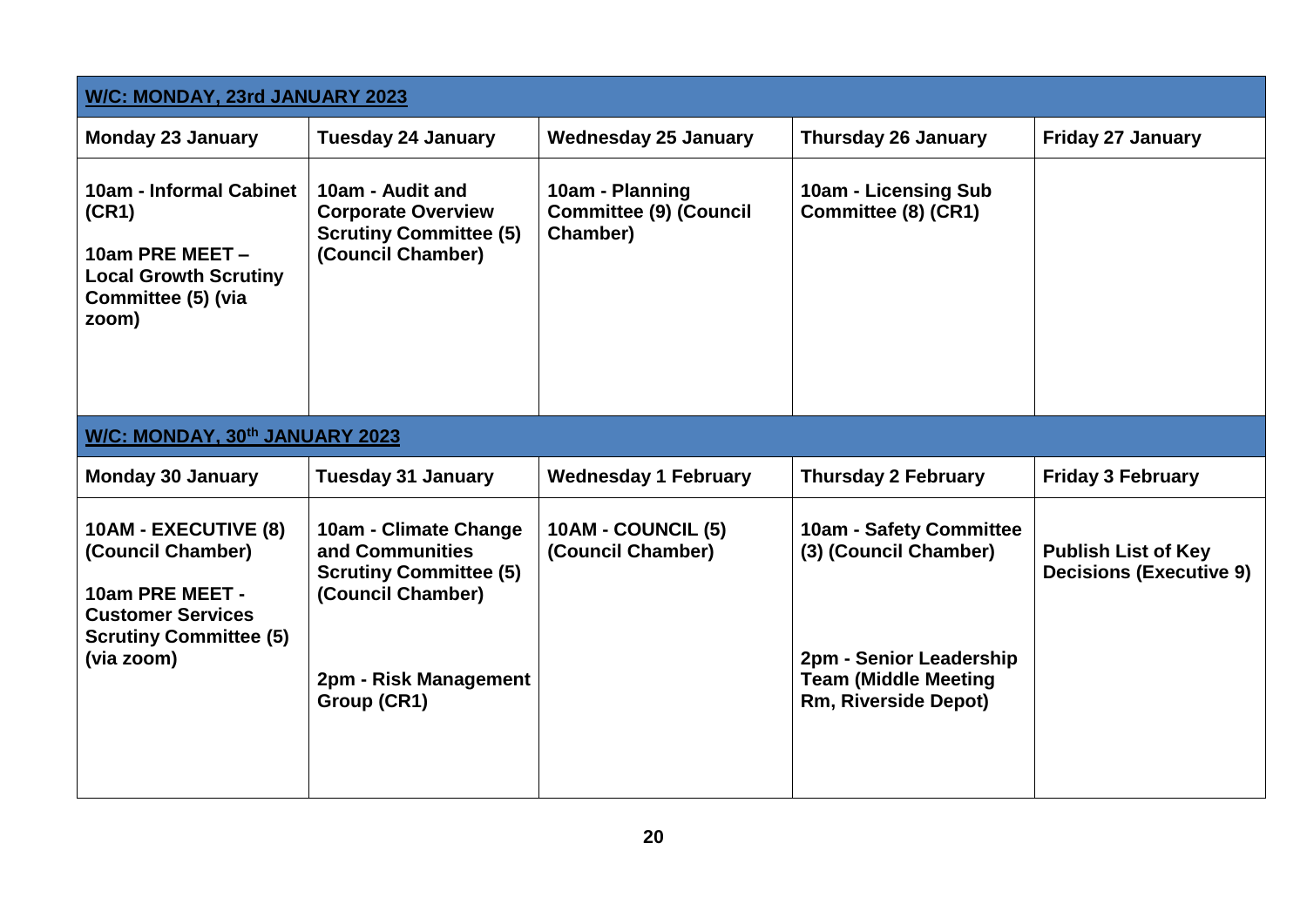| **W/C: MONDAY, 23rd JANUARY 2023** | | | | |
|---|---|---|---|---|
| **Monday 23 January** | **Tuesday 24 January** | **Wednesday 25 January** | **Thursday 26 January** | **Friday 27 January** |
| **10am - Informal Cabinet (CR1)**<br><br>**10am PRE MEET – Local Growth Scrutiny Committee (5) (via zoom)** | **10am - Audit and Corporate Overview Scrutiny Committee (5) (Council Chamber)** | **10am - Planning Committee (9) (Council Chamber)** | **10am - Licensing Sub Committee (8) (CR1)** | |
| **W/C: MONDAY, 30th JANUARY 2023** | | | | |
| **Monday 30 January** | **Tuesday 31 January** | **Wednesday 1 February** | **Thursday 2 February** | **Friday 3 February** |
| **10AM - EXECUTIVE (8) (Council Chamber)**<br><br>**10am PRE MEET - Customer Services Scrutiny Committee (5) (via zoom)** | **10am - Climate Change and Communities Scrutiny Committee (5) (Council Chamber)**<br><br>**2pm - Risk Management Group (CR1)** | **10AM - COUNCIL (5) (Council Chamber)** | **10am - Safety Committee (3) (Council Chamber)**<br><br>**2pm - Senior Leadership Team (Middle Meeting Rm, Riverside Depot)** | **Publish List of Key Decisions (Executive 9)** |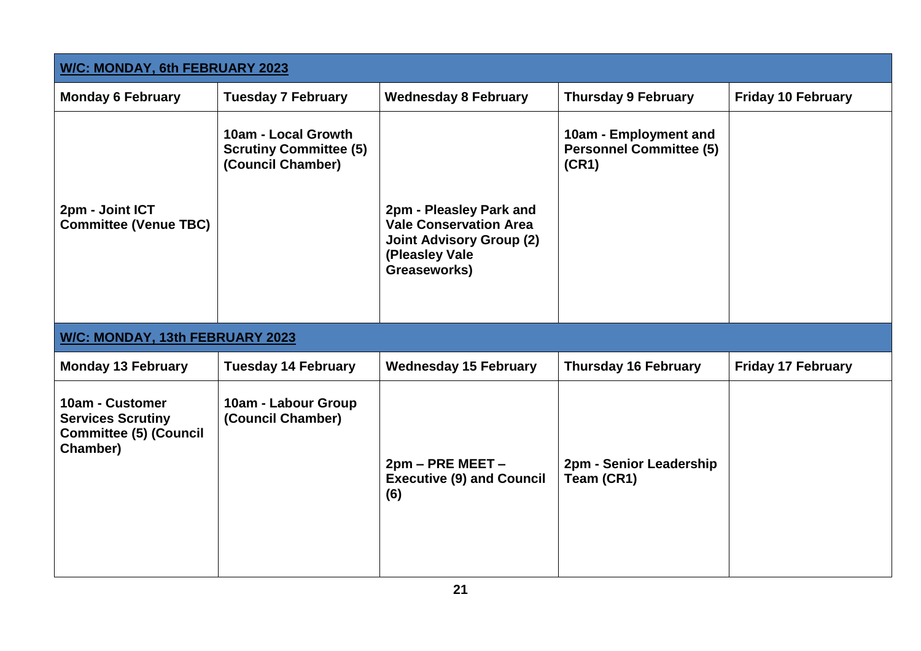| **W/C: MONDAY, 6th FEBRUARY 2023** | | | | |
|---|---|---|---|---|
| **Monday 6 February** | **Tuesday 7 February** | **Wednesday 8 February** | **Thursday 9 February** | **Friday 10 February** |
| **2pm - Joint ICT Committee (Venue TBC)** | **10am - Local Growth Scrutiny Committee (5) (Council Chamber)** | **2pm - Pleasley Park and Vale Conservation Area Joint Advisory Group (2) (Pleasley Vale Greaseworks)** | **10am - Employment and Personnel Committee (5) (CR1)** | |

| **W/C: MONDAY, 13th FEBRUARY 2023** | | | | |
|---|---|---|---|---|
| **Monday 13 February** | **Tuesday 14 February** | **Wednesday 15 February** | **Thursday 16 February** | **Friday 17 February** |
| **10am - Customer Services Scrutiny Committee (5) (Council Chamber)** | **10am - Labour Group (Council Chamber)** | **2pm – PRE MEET – Executive (9) and Council (6)** | **2pm - Senior Leadership Team (CR1)** | |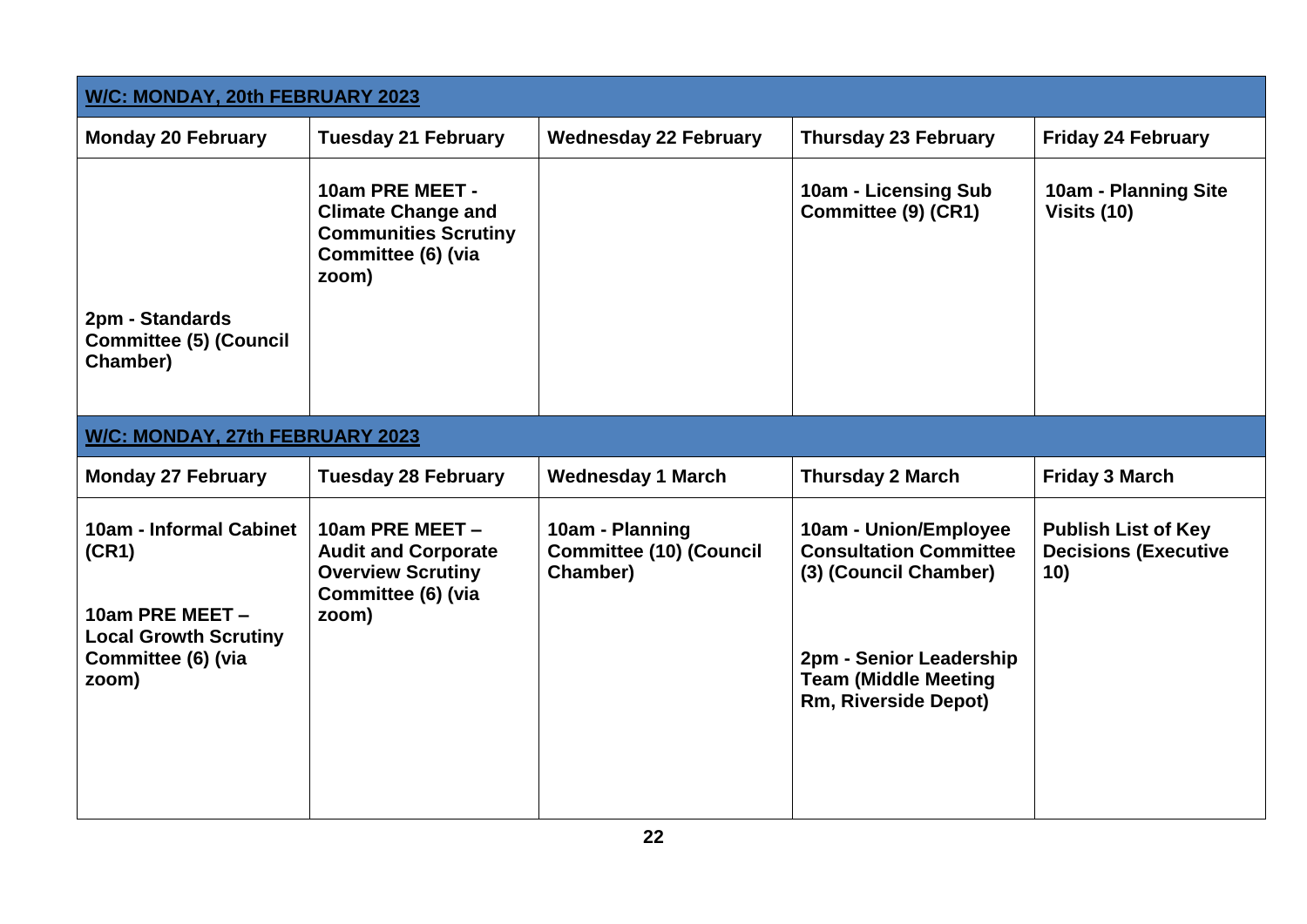| W/C: MONDAY, 20th FEBRUARY 2023 | | | | |
|---|---|---|---|---|
| **Monday 20 February** | **Tuesday 21 February** | **Wednesday 22 February** | **Thursday 23 February** | **Friday 24 February** |
| **2pm - Standards Committee (5) (Council Chamber)** | **10am PRE MEET - Climate Change and Communities Scrutiny Committee (6) (via zoom)** | | **10am - Licensing Sub Committee (9) (CR1)** | **10am - Planning Site Visits (10)** |

| W/C: MONDAY, 27th FEBRUARY 2023 | | | | |
|---|---|---|---|---|
| **Monday 27 February** | **Tuesday 28 February** | **Wednesday 1 March** | **Thursday 2 March** | **Friday 3 March** |
| **10am - Informal Cabinet (CR1)**<br><br>**10am PRE MEET – Local Growth Scrutiny Committee (6) (via zoom)** | **10am PRE MEET – Audit and Corporate Overview Scrutiny Committee (6) (via zoom)** | **10am - Planning Committee (10) (Council Chamber)** | **10am - Union/Employee Consultation Committee (3) (Council Chamber)**<br><br>**2pm - Senior Leadership Team (Middle Meeting Rm, Riverside Depot)** | **Publish List of Key Decisions (Executive 10)** |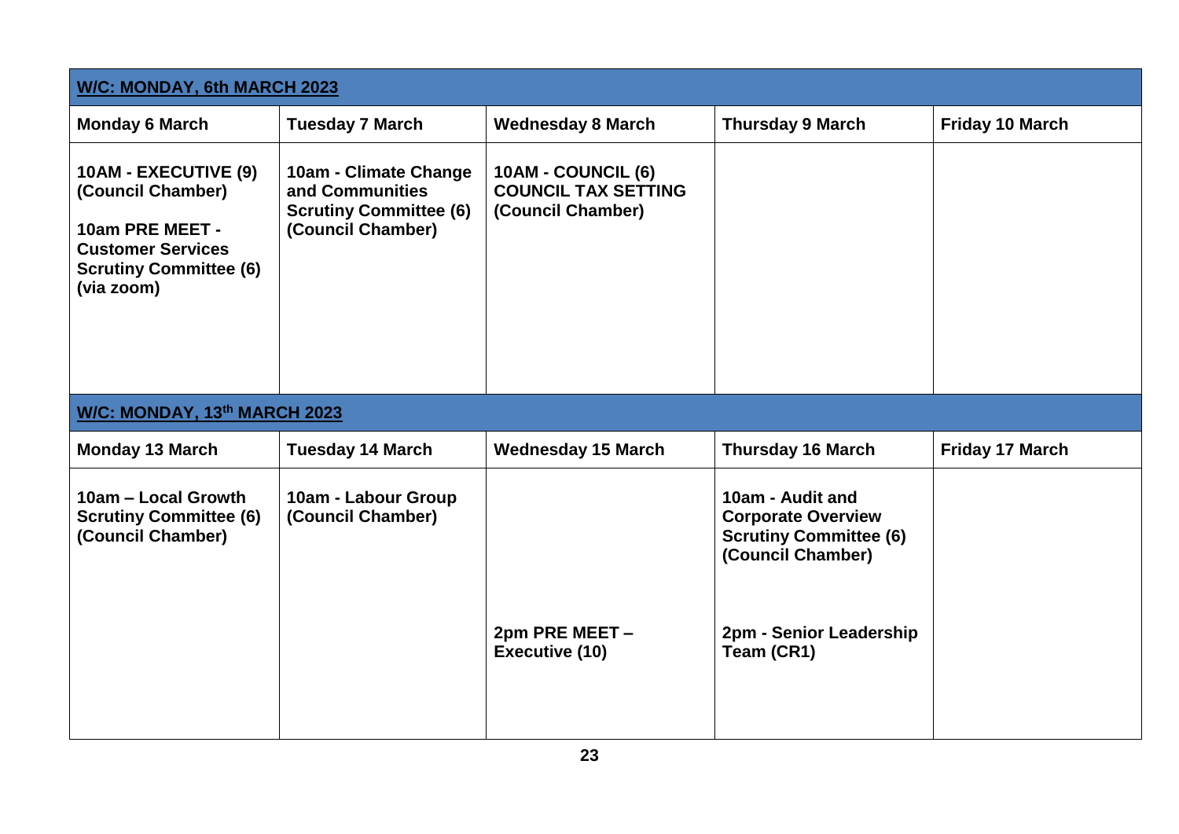| **W/C: MONDAY, 6th MARCH 2023** | | | | |
|---|---|---|---|---|
| **Monday 6 March** | **Tuesday 7 March** | **Wednesday 8 March** | **Thursday 9 March** | **Friday 10 March** |
| **10AM - EXECUTIVE (9) (Council Chamber)**<br><br>**10am PRE MEET - Customer Services Scrutiny Committee (6) (via zoom)** | **10am - Climate Change and Communities Scrutiny Committee (6) (Council Chamber)** | **10AM - COUNCIL (6) COUNCIL TAX SETTING (Council Chamber)** | | |

| **W/C: MONDAY, 13th MARCH 2023** | | | | |
|---|---|---|---|---|
| **Monday 13 March** | **Tuesday 14 March** | **Wednesday 15 March** | **Thursday 16 March** | **Friday 17 March** |
| **10am – Local Growth Scrutiny Committee (6) (Council Chamber)** | **10am - Labour Group (Council Chamber)** | **2pm PRE MEET – Executive (10)** | **10am - Audit and Corporate Overview Scrutiny Committee (6) (Council Chamber)**<br><br>**2pm - Senior Leadership Team (CR1)** | |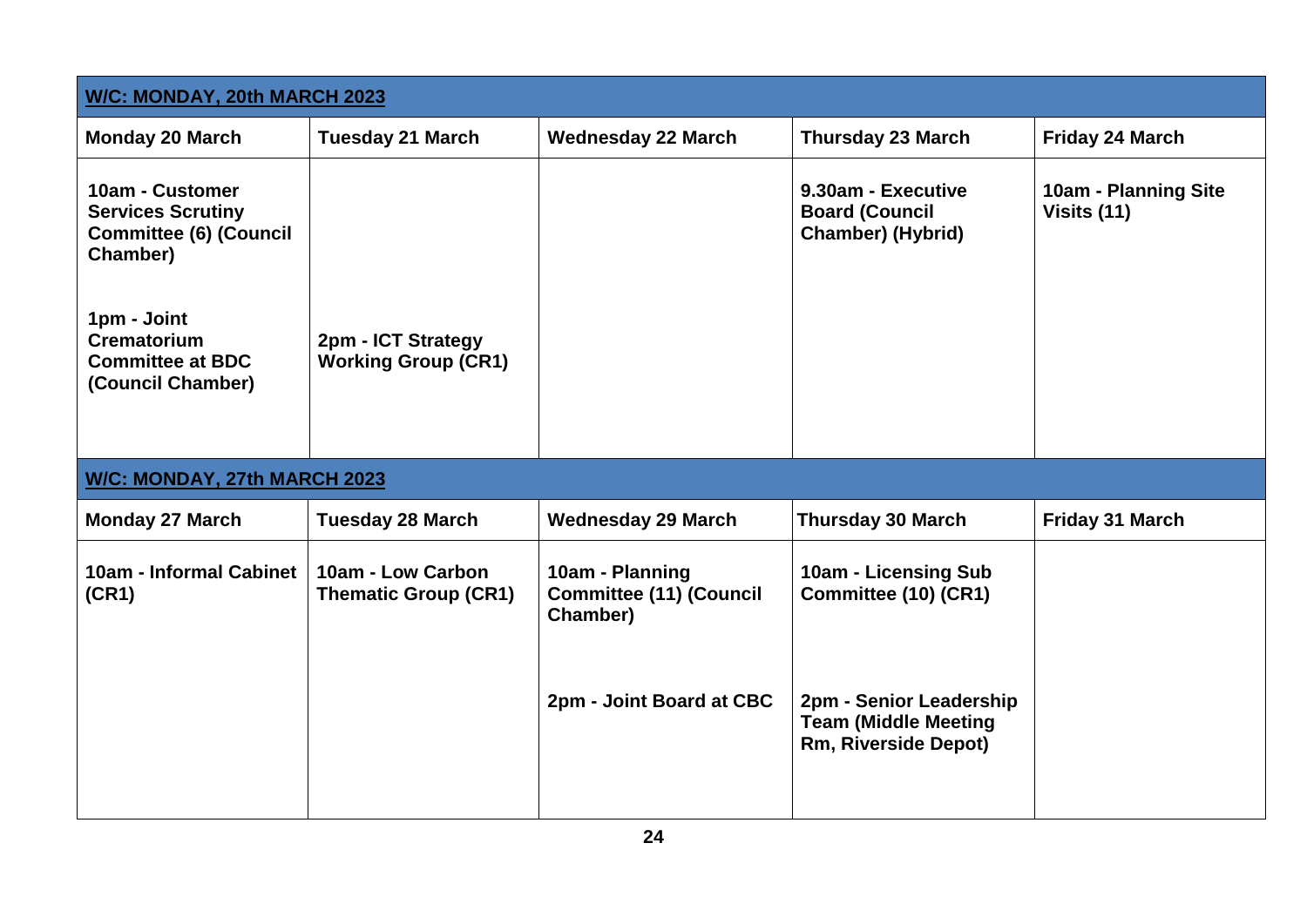| **W/C: MONDAY, 20th MARCH 2023** | | | | |
|---|---|---|---|---|
| **Monday 20 March** | **Tuesday 21 March** | **Wednesday 22 March** | **Thursday 23 March** | **Friday 24 March** |
| **10am - Customer Services Scrutiny Committee (6) (Council Chamber)**<br><br>**1pm - Joint Crematorium Committee at BDC (Council Chamber)** | **2pm - ICT Strategy Working Group (CR1)** | | **9.30am - Executive Board (Council Chamber) (Hybrid)** | **10am - Planning Site Visits (11)** |
| **W/C: MONDAY, 27th MARCH 2023** | | | | |
| **Monday 27 March** | **Tuesday 28 March** | **Wednesday 29 March** | **Thursday 30 March** | **Friday 31 March** |
| **10am - Informal Cabinet (CR1)** | **10am - Low Carbon Thematic Group (CR1)** | **10am - Planning Committee (11) (Council Chamber)**<br><br>**2pm - Joint Board at CBC** | **10am - Licensing Sub Committee (10) (CR1)**<br><br>**2pm - Senior Leadership Team (Middle Meeting Rm, Riverside Depot)** | |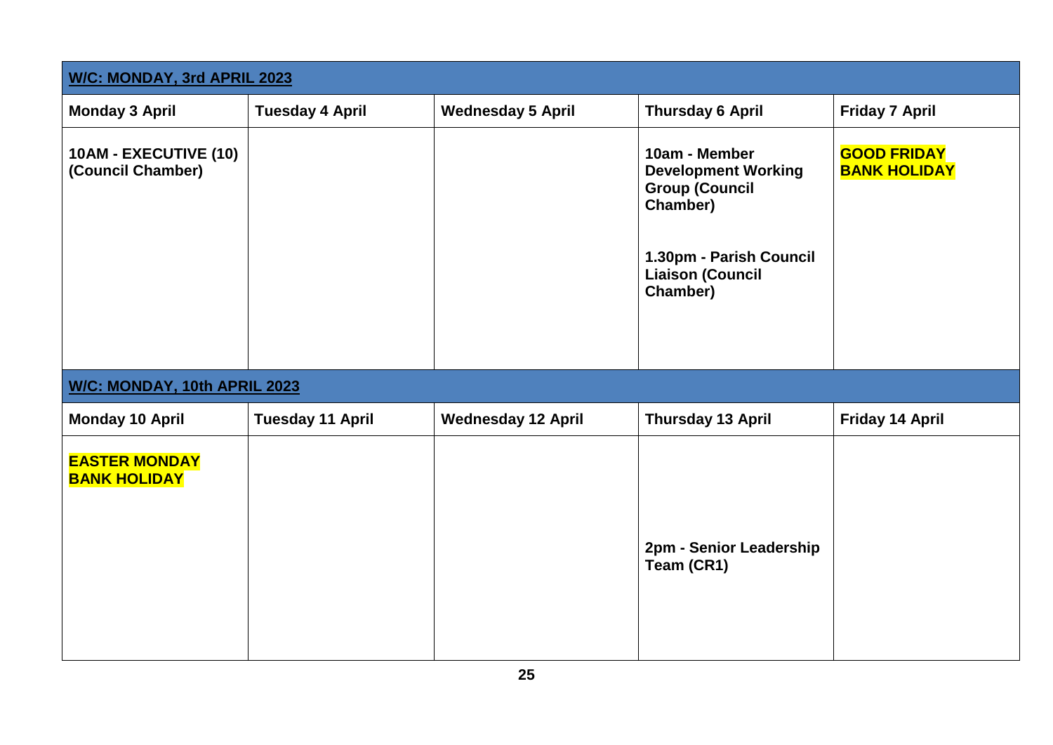| **W/C: MONDAY, 3rd APRIL 2023** | | | | |
|---|---|---|---|---|
| **Monday 3 April** | **Tuesday 4 April** | **Wednesday 5 April** | **Thursday 6 April** | **Friday 7 April** |
| **10AM - EXECUTIVE (10) (Council Chamber)** | | | **10am - Member Development Working Group (Council Chamber)**<br><br>**1.30pm - Parish Council Liaison (Council Chamber)** | **GOOD FRIDAY BANK HOLIDAY** |

| **W/C: MONDAY, 10th APRIL 2023** | | | | |
|---|---|---|---|---|
| **Monday 10 April** | **Tuesday 11 April** | **Wednesday 12 April** | **Thursday 13 April** | **Friday 14 April** |
| **EASTER MONDAY BANK HOLIDAY** | | | **2pm - Senior Leadership Team (CR1)** | |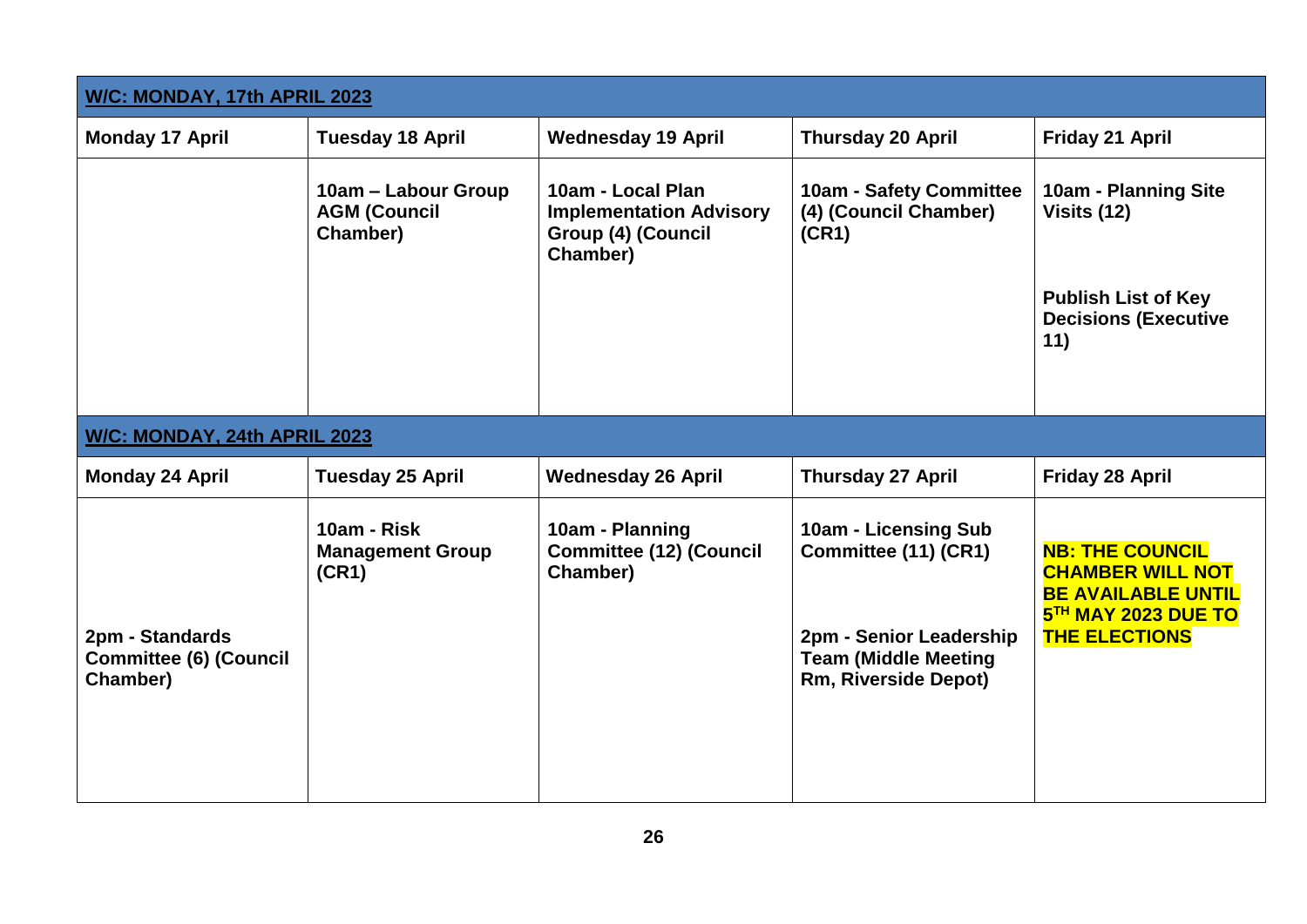| **W/C: MONDAY, 17th APRIL 2023** | | | | |
|---|---|---|---|---|
| **Monday 17 April** | **Tuesday 18 April** | **Wednesday 19 April** | **Thursday 20 April** | **Friday 21 April** |
| | **10am – Labour Group AGM (Council Chamber)** | **10am - Local Plan Implementation Advisory Group (4) (Council Chamber)** | **10am - Safety Committee (4) (Council Chamber) (CR1)** | **10am - Planning Site Visits (12)**<br><br>**Publish List of Key Decisions (Executive 11)** |
| **W/C: MONDAY, 24th APRIL 2023** | | | | |
| **Monday 24 April** | **Tuesday 25 April** | **Wednesday 26 April** | **Thursday 27 April** | **Friday 28 April** |
| **2pm - Standards Committee (6) (Council Chamber)** | **10am - Risk Management Group (CR1)** | **10am - Planning Committee (12) (Council Chamber)** | **10am - Licensing Sub Committee (11) (CR1)**<br><br>**2pm - Senior Leadership Team (Middle Meeting Rm, Riverside Depot)** | **NB: THE COUNCIL CHAMBER WILL NOT BE AVAILABLE UNTIL 5TH MAY 2023 DUE TO THE ELECTIONS** |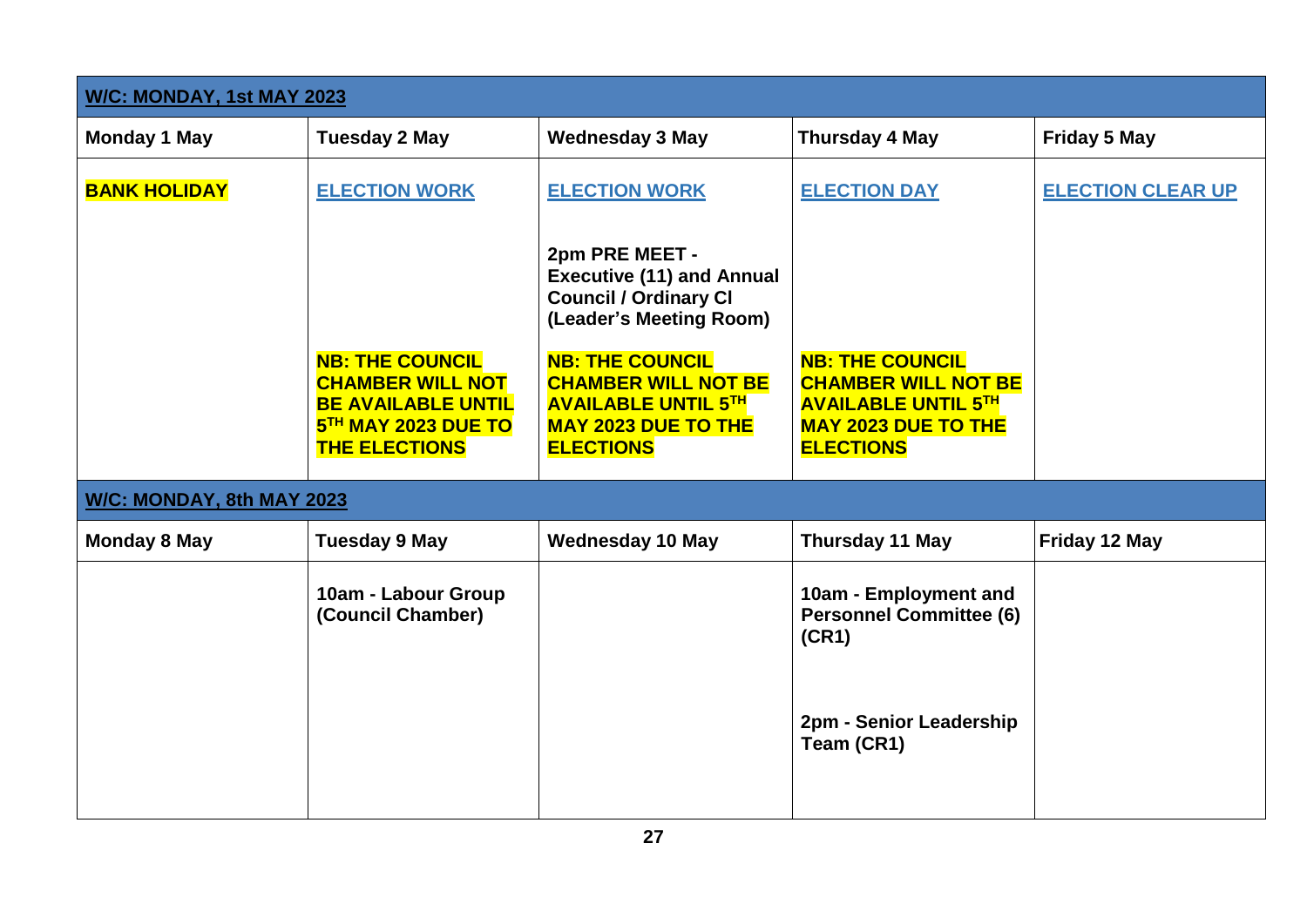| **W/C: MONDAY, 1st MAY 2023** | | | | |
|---|---|---|---|---|
| **Monday 1 May** | **Tuesday 2 May** | **Wednesday 3 May** | **Thursday 4 May** | **Friday 5 May** |
| **BANK HOLIDAY** | **ELECTION WORK**<br><br>**NB: THE COUNCIL CHAMBER WILL NOT BE AVAILABLE UNTIL 5TH MAY 2023 DUE TO THE ELECTIONS** | **ELECTION WORK**<br><br>**2pm PRE MEET - Executive (11) and Annual Council / Ordinary Cl (Leader's Meeting Room)**<br><br>**NB: THE COUNCIL CHAMBER WILL NOT BE AVAILABLE UNTIL 5TH MAY 2023 DUE TO THE ELECTIONS** | **ELECTION DAY**<br><br>**NB: THE COUNCIL CHAMBER WILL NOT BE AVAILABLE UNTIL 5TH MAY 2023 DUE TO THE ELECTIONS** | **ELECTION CLEAR UP** |
| **W/C: MONDAY, 8th MAY 2023** | | | | |
| **Monday 8 May** | **Tuesday 9 May** | **Wednesday 10 May** | **Thursday 11 May** | **Friday 12 May** |
| | **10am - Labour Group (Council Chamber)** | | **10am - Employment and Personnel Committee (6) (CR1)**<br><br>**2pm - Senior Leadership Team (CR1)** | |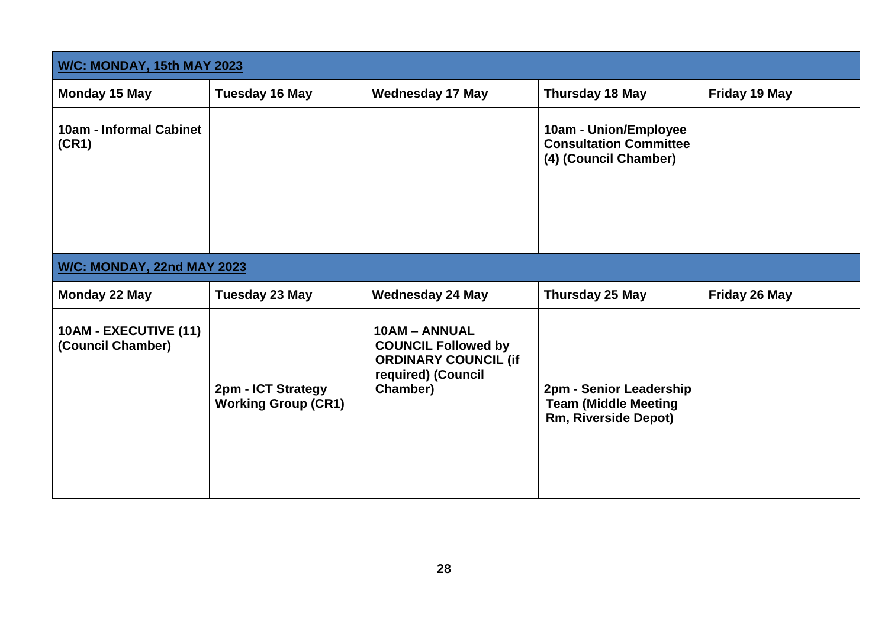| **W/C: MONDAY, 15th MAY 2023** | | | | |
|---|---|---|---|---|
| **Monday 15 May** | **Tuesday 16 May** | **Wednesday 17 May** | **Thursday 18 May** | **Friday 19 May** |
| **10am - Informal Cabinet (CR1)** | | | **10am - Union/Employee Consultation Committee (4) (Council Chamber)** | |
| **W/C: MONDAY, 22nd MAY 2023** | | | | |
| **Monday 22 May** | **Tuesday 23 May** | **Wednesday 24 May** | **Thursday 25 May** | **Friday 26 May** |
| **10AM - EXECUTIVE (11) (Council Chamber)** | **2pm - ICT Strategy Working Group (CR1)** | **10AM – ANNUAL COUNCIL Followed by ORDINARY COUNCIL (if required) (Council Chamber)** | **2pm - Senior Leadership Team (Middle Meeting Rm, Riverside Depot)** | |